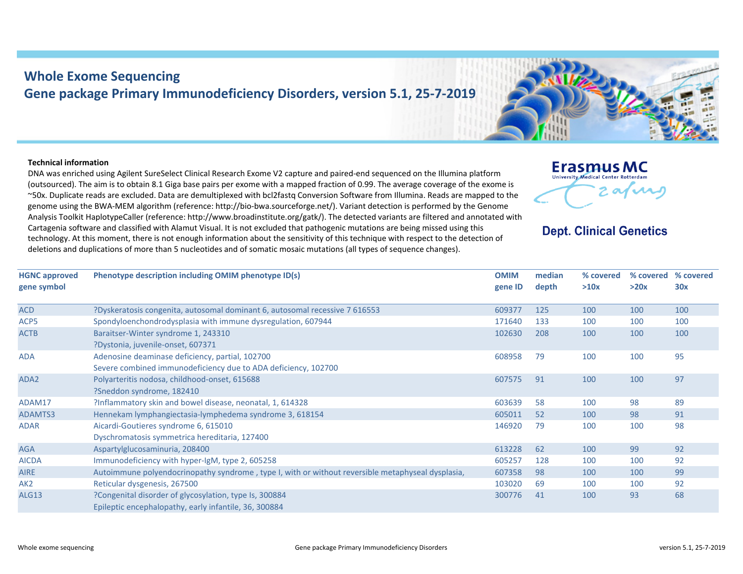# Whole Exome Sequencing

## Gene package Primary Immunodeficiency Disorders, version 5.1, 25-7-2019

Erasmus MC
University Medical Center Rotterdam

Dept. Clinical Genetics

**Technical information**

DNA was enriched using Agilent SureSelect Clinical Research Exome V2 capture and paired-end sequenced on the Illumina platform (outsourced). The aim is to obtain 8.1 Giga base pairs per exome with a mapped fraction of 0.99. The average coverage of the exome is ~50x. Duplicate reads are excluded. Data are demultiplexed with bcl2fastq Conversion Software from Illumina. Reads are mapped to the genome using the BWA-MEM algorithm (reference: http://bio-bwa.sourceforge.net/). Variant detection is performed by the Genome Analysis Toolkit HaplotypeCaller (reference: http://www.broadinstitute.org/gatk/). The detected variants are filtered and annotated with Cartagenia software and classified with Alamut Visual. It is not excluded that pathogenic mutations are being missed using this technology. At this moment, there is not enough information about the sensitivity of this technique with respect to the detection of deletions and duplications of more than 5 nucleotides and of somatic mosaic mutations (all types of sequence changes).

| HGNC approved gene symbol | Phenotype description including OMIM phenotype ID(s) | OMIM gene ID | median depth | % covered >10x | % covered >20x | % covered 30x |
|---|---|---|---|---|---|---|
| ACD | ?Dyskeratosis congenita, autosomal dominant 6, autosomal recessive 7 616553 | 609377 | 125 | 100 | 100 | 100 |
| ACP5 | Spondyloenchondrodysplasia with immune dysregulation, 607944 | 171640 | 133 | 100 | 100 | 100 |
| ACTB | Baraitser-Winter syndrome 1, 243310<br>?Dystonia, juvenile-onset, 607371 | 102630 | 208 | 100 | 100 | 100 |
| ADA | Adenosine deaminase deficiency, partial, 102700<br>Severe combined immunodeficiency due to ADA deficiency, 102700 | 608958 | 79 | 100 | 100 | 95 |
| ADA2 | Polyarteritis nodosa, childhood-onset, 615688<br>?Sneddon syndrome, 182410 | 607575 | 91 | 100 | 100 | 97 |
| ADAM17 | ?Inflammatory skin and bowel disease, neonatal, 1, 614328 | 603639 | 58 | 100 | 98 | 89 |
| ADAMTS3 | Hennekam lymphangiectasia-lymphedema syndrome 3, 618154 | 605011 | 52 | 100 | 98 | 91 |
| ADAR | Aicardi-Goutieres syndrome 6, 615010<br>Dyschromatosis symmetrica hereditaria, 127400 | 146920 | 79 | 100 | 100 | 98 |
| AGA | Aspartylglucosaminuria, 208400 | 613228 | 62 | 100 | 99 | 92 |
| AICDA | Immunodeficiency with hyper-IgM, type 2, 605258 | 605257 | 128 | 100 | 100 | 92 |
| AIRE | Autoimmune polyendocrinopathy syndrome , type I, with or without reversible metaphyseal dysplasia, | 607358 | 98 | 100 | 100 | 99 |
| AK2 | Reticular dysgenesis, 267500 | 103020 | 69 | 100 | 100 | 92 |
| ALG13 | ?Congenital disorder of glycosylation, type Is, 300884<br>Epileptic encephalopathy, early infantile, 36, 300884 | 300776 | 41 | 100 | 93 | 68 |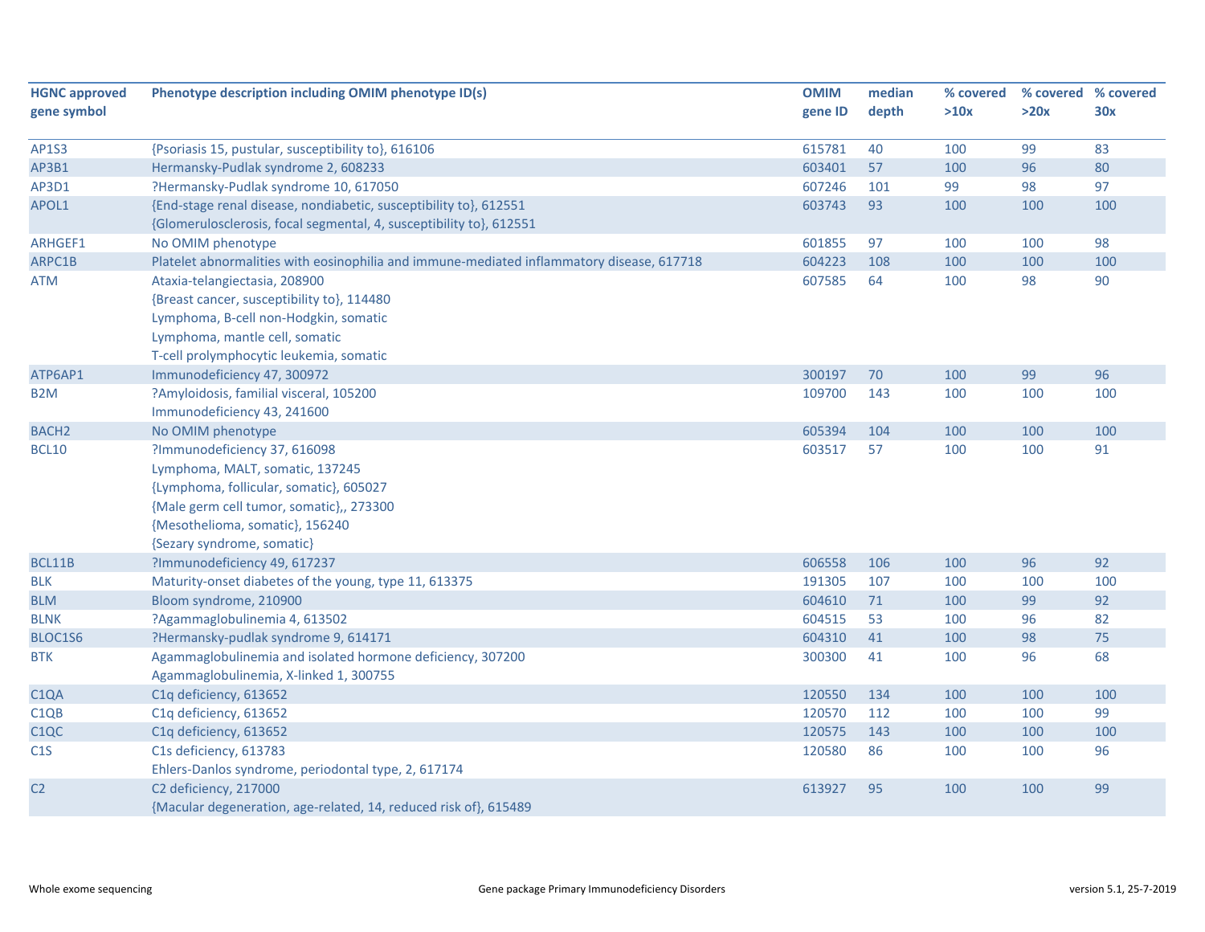| HGNC approved gene symbol | Phenotype description including OMIM phenotype ID(s) | OMIM gene ID | median depth | % covered >10x | % covered >20x | % covered 30x |
|---|---|---|---|---|---|---|
| AP1S3 | {Psoriasis 15, pustular, susceptibility to}, 616106 | 615781 | 40 | 100 | 99 | 83 |
| AP3B1 | Hermansky-Pudlak syndrome 2, 608233 | 603401 | 57 | 100 | 96 | 80 |
| AP3D1 | ?Hermansky-Pudlak syndrome 10, 617050 | 607246 | 101 | 99 | 98 | 97 |
| APOL1 | {End-stage renal disease, nondiabetic, susceptibility to}, 612551<br>{Glomerulosclerosis, focal segmental, 4, susceptibility to}, 612551 | 603743 | 93 | 100 | 100 | 100 |
| ARHGEF1 | No OMIM phenotype | 601855 | 97 | 100 | 100 | 98 |
| ARPC1B | Platelet abnormalities with eosinophilia and immune-mediated inflammatory disease, 617718 | 604223 | 108 | 100 | 100 | 100 |
| ATM | Ataxia-telangiectasia, 208900<br>{Breast cancer, susceptibility to}, 114480<br>Lymphoma, B-cell non-Hodgkin, somatic<br>Lymphoma, mantle cell, somatic<br>T-cell prolymphocytic leukemia, somatic | 607585 | 64 | 100 | 98 | 90 |
| ATP6AP1 | Immunodeficiency 47, 300972 | 300197 | 70 | 100 | 99 | 96 |
| B2M | ?Amyloidosis, familial visceral, 105200<br>Immunodeficiency 43, 241600 | 109700 | 143 | 100 | 100 | 100 |
| BACH2 | No OMIM phenotype | 605394 | 104 | 100 | 100 | 100 |
| BCL10 | ?Immunodeficiency 37, 616098<br>Lymphoma, MALT, somatic, 137245<br>{Lymphoma, follicular, somatic}, 605027<br>{Male germ cell tumor, somatic},, 273300<br>{Mesothelioma, somatic}, 156240<br>{Sezary syndrome, somatic} | 603517 | 57 | 100 | 100 | 91 |
| BCL11B | ?Immunodeficiency 49, 617237 | 606558 | 106 | 100 | 96 | 92 |
| BLK | Maturity-onset diabetes of the young, type 11, 613375 | 191305 | 107 | 100 | 100 | 100 |
| BLM | Bloom syndrome, 210900 | 604610 | 71 | 100 | 99 | 92 |
| BLNK | ?Agammaglobulinemia 4, 613502 | 604515 | 53 | 100 | 96 | 82 |
| BLOC1S6 | ?Hermansky-pudlak syndrome 9, 614171 | 604310 | 41 | 100 | 98 | 75 |
| BTK | Agammaglobulinemia and isolated hormone deficiency, 307200<br>Agammaglobulinemia, X-linked 1, 300755 | 300300 | 41 | 100 | 96 | 68 |
| C1QA | C1q deficiency, 613652 | 120550 | 134 | 100 | 100 | 100 |
| C1QB | C1q deficiency, 613652 | 120570 | 112 | 100 | 100 | 99 |
| C1QC | C1q deficiency, 613652 | 120575 | 143 | 100 | 100 | 100 |
| C1S | C1s deficiency, 613783<br>Ehlers-Danlos syndrome, periodontal type, 2, 617174 | 120580 | 86 | 100 | 100 | 96 |
| C2 | C2 deficiency, 217000<br>{Macular degeneration, age-related, 14, reduced risk of}, 615489 | 613927 | 95 | 100 | 100 | 99 |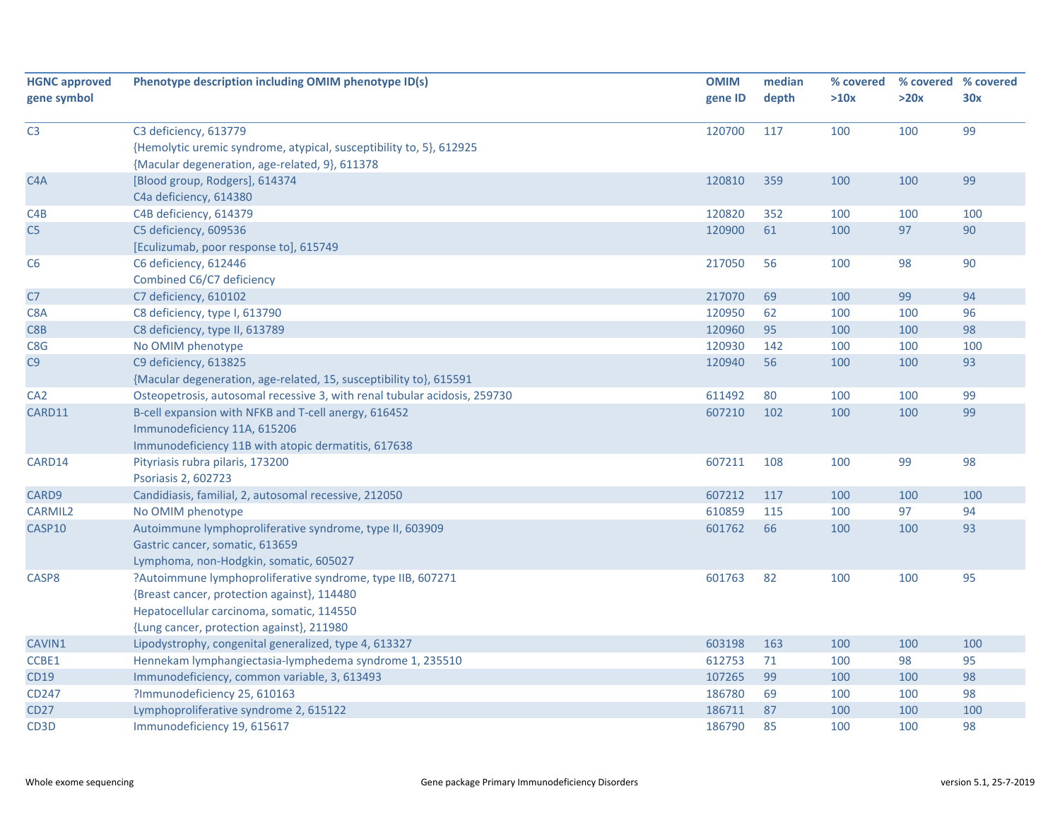| HGNC approved gene symbol | Phenotype description including OMIM phenotype ID(s) | OMIM gene ID | median depth | % covered >10x | % covered >20x | % covered 30x |
|---|---|---|---|---|---|---|
| C3 | C3 deficiency, 613779<br>{Hemolytic uremic syndrome, atypical, susceptibility to, 5}, 612925<br>{Macular degeneration, age-related, 9}, 611378 | 120700 | 117 | 100 | 100 | 99 |
| C4A | [Blood group, Rodgers], 614374<br>C4a deficiency, 614380 | 120810 | 359 | 100 | 100 | 99 |
| C4B | C4B deficiency, 614379 | 120820 | 352 | 100 | 100 | 100 |
| C5 | C5 deficiency, 609536<br>[Eculizumab, poor response to], 615749 | 120900 | 61 | 100 | 97 | 90 |
| C6 | C6 deficiency, 612446<br>Combined C6/C7 deficiency | 217050 | 56 | 100 | 98 | 90 |
| C7 | C7 deficiency, 610102 | 217070 | 69 | 100 | 99 | 94 |
| C8A | C8 deficiency, type I, 613790 | 120950 | 62 | 100 | 100 | 96 |
| C8B | C8 deficiency, type II, 613789 | 120960 | 95 | 100 | 100 | 98 |
| C8G | No OMIM phenotype | 120930 | 142 | 100 | 100 | 100 |
| C9 | C9 deficiency, 613825<br>{Macular degeneration, age-related, 15, susceptibility to}, 615591 | 120940 | 56 | 100 | 100 | 93 |
| CA2 | Osteopetrosis, autosomal recessive 3, with renal tubular acidosis, 259730 | 611492 | 80 | 100 | 100 | 99 |
| CARD11 | B-cell expansion with NFKB and T-cell anergy, 616452<br>Immunodeficiency 11A, 615206<br>Immunodeficiency 11B with atopic dermatitis, 617638 | 607210 | 102 | 100 | 100 | 99 |
| CARD14 | Pityriasis rubra pilaris, 173200<br>Psoriasis 2, 602723 | 607211 | 108 | 100 | 99 | 98 |
| CARD9 | Candidiasis, familial, 2, autosomal recessive, 212050 | 607212 | 117 | 100 | 100 | 100 |
| CARMIL2 | No OMIM phenotype | 610859 | 115 | 100 | 97 | 94 |
| CASP10 | Autoimmune lymphoproliferative syndrome, type II, 603909<br>Gastric cancer, somatic, 613659<br>Lymphoma, non-Hodgkin, somatic, 605027 | 601762 | 66 | 100 | 100 | 93 |
| CASP8 | ?Autoimmune lymphoproliferative syndrome, type IIB, 607271<br>{Breast cancer, protection against}, 114480<br>Hepatocellular carcinoma, somatic, 114550<br>{Lung cancer, protection against}, 211980 | 601763 | 82 | 100 | 100 | 95 |
| CAVIN1 | Lipodystrophy, congenital generalized, type 4, 613327 | 603198 | 163 | 100 | 100 | 100 |
| CCBE1 | Hennekam lymphangiectasia-lymphedema syndrome 1, 235510 | 612753 | 71 | 100 | 98 | 95 |
| CD19 | Immunodeficiency, common variable, 3, 613493 | 107265 | 99 | 100 | 100 | 98 |
| CD247 | ?Immunodeficiency 25, 610163 | 186780 | 69 | 100 | 100 | 98 |
| CD27 | Lymphoproliferative syndrome 2, 615122 | 186711 | 87 | 100 | 100 | 100 |
| CD3D | Immunodeficiency 19, 615617 | 186790 | 85 | 100 | 100 | 98 |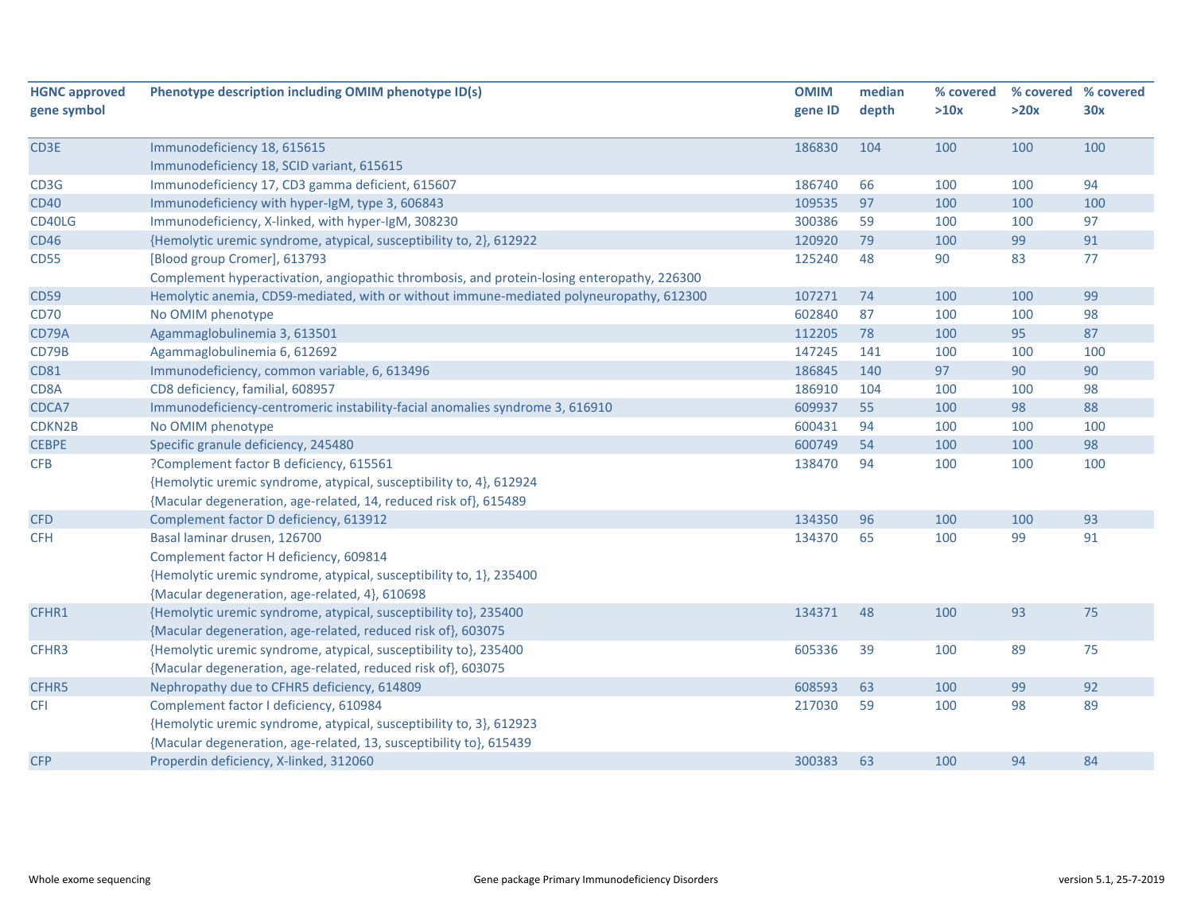| HGNC approved gene symbol | Phenotype description including OMIM phenotype ID(s) | OMIM gene ID | median depth | % covered >10x | % covered >20x | % covered 30x |
|---|---|---|---|---|---|---|
| CD3E | Immunodeficiency 18, 615615<br>Immunodeficiency 18, SCID variant, 615615 | 186830 | 104 | 100 | 100 | 100 |
| CD3G | Immunodeficiency 17, CD3 gamma deficient, 615607 | 186740 | 66 | 100 | 100 | 94 |
| CD40 | Immunodeficiency with hyper-IgM, type 3, 606843 | 109535 | 97 | 100 | 100 | 100 |
| CD40LG | Immunodeficiency, X-linked, with hyper-IgM, 308230 | 300386 | 59 | 100 | 100 | 97 |
| CD46 | {Hemolytic uremic syndrome, atypical, susceptibility to, 2}, 612922 | 120920 | 79 | 100 | 99 | 91 |
| CD55 | [Blood group Cromer], 613793<br>Complement hyperactivation, angiopathic thrombosis, and protein-losing enteropathy, 226300 | 125240 | 48 | 90 | 83 | 77 |
| CD59 | Hemolytic anemia, CD59-mediated, with or without immune-mediated polyneuropathy, 612300 | 107271 | 74 | 100 | 100 | 99 |
| CD70 | No OMIM phenotype | 602840 | 87 | 100 | 100 | 98 |
| CD79A | Agammaglobulinemia 3, 613501 | 112205 | 78 | 100 | 95 | 87 |
| CD79B | Agammaglobulinemia 6, 612692 | 147245 | 141 | 100 | 100 | 100 |
| CD81 | Immunodeficiency, common variable, 6, 613496 | 186845 | 140 | 97 | 90 | 90 |
| CD8A | CD8 deficiency, familial, 608957 | 186910 | 104 | 100 | 100 | 98 |
| CDCA7 | Immunodeficiency-centromeric instability-facial anomalies syndrome 3, 616910 | 609937 | 55 | 100 | 98 | 88 |
| CDKN2B | No OMIM phenotype | 600431 | 94 | 100 | 100 | 100 |
| CEBPE | Specific granule deficiency, 245480 | 600749 | 54 | 100 | 100 | 98 |
| CFB | ?Complement factor B deficiency, 615561<br>{Hemolytic uremic syndrome, atypical, susceptibility to, 4}, 612924<br>{Macular degeneration, age-related, 14, reduced risk of}, 615489 | 138470 | 94 | 100 | 100 | 100 |
| CFD | Complement factor D deficiency, 613912 | 134350 | 96 | 100 | 100 | 93 |
| CFH | Basal laminar drusen, 126700<br>Complement factor H deficiency, 609814<br>{Hemolytic uremic syndrome, atypical, susceptibility to, 1}, 235400<br>{Macular degeneration, age-related, 4}, 610698 | 134370 | 65 | 100 | 99 | 91 |
| CFHR1 | {Hemolytic uremic syndrome, atypical, susceptibility to}, 235400<br>{Macular degeneration, age-related, reduced risk of}, 603075 | 134371 | 48 | 100 | 93 | 75 |
| CFHR3 | {Hemolytic uremic syndrome, atypical, susceptibility to}, 235400<br>{Macular degeneration, age-related, reduced risk of}, 603075 | 605336 | 39 | 100 | 89 | 75 |
| CFHR5 | Nephropathy due to CFHR5 deficiency, 614809 | 608593 | 63 | 100 | 99 | 92 |
| CFI | Complement factor I deficiency, 610984<br>{Hemolytic uremic syndrome, atypical, susceptibility to, 3}, 612923<br>{Macular degeneration, age-related, 13, susceptibility to}, 615439 | 217030 | 59 | 100 | 98 | 89 |
| CFP | Properdin deficiency, X-linked, 312060 | 300383 | 63 | 100 | 94 | 84 |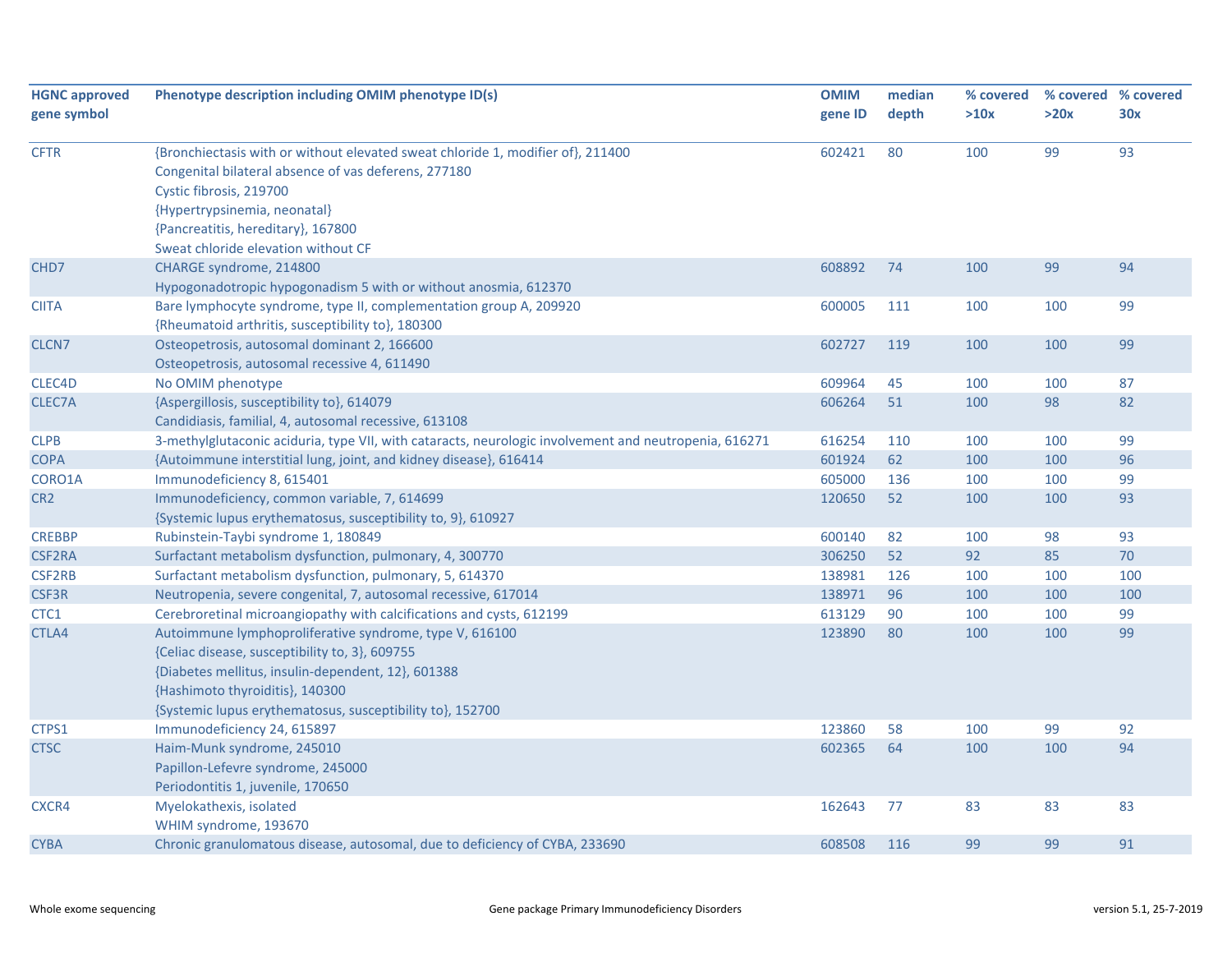| HGNC approved gene symbol | Phenotype description including OMIM phenotype ID(s) | OMIM gene ID | median depth | % covered >10x | % covered >20x | % covered 30x |
|---|---|---|---|---|---|---|
| CFTR | {Bronchiectasis with or without elevated sweat chloride 1, modifier of}, 211400<br>Congenital bilateral absence of vas deferens, 277180<br>Cystic fibrosis, 219700<br>{Hypertrypsinemia, neonatal}<br>{Pancreatitis, hereditary}, 167800<br>Sweat chloride elevation without CF | 602421 | 80 | 100 | 99 | 93 |
| CHD7 | CHARGE syndrome, 214800<br>Hypogonadotropic hypogonadism 5 with or without anosmia, 612370 | 608892 | 74 | 100 | 99 | 94 |
| CIITA | Bare lymphocyte syndrome, type II, complementation group A, 209920<br>{Rheumatoid arthritis, susceptibility to}, 180300 | 600005 | 111 | 100 | 100 | 99 |
| CLCN7 | Osteopetrosis, autosomal dominant 2, 166600<br>Osteopetrosis, autosomal recessive 4, 611490 | 602727 | 119 | 100 | 100 | 99 |
| CLEC4D | No OMIM phenotype | 609964 | 45 | 100 | 100 | 87 |
| CLEC7A | {Aspergillosis, susceptibility to}, 614079<br>Candidiasis, familial, 4, autosomal recessive, 613108 | 606264 | 51 | 100 | 98 | 82 |
| CLPB | 3-methylglutaconic aciduria, type VII, with cataracts, neurologic involvement and neutropenia, 616271 | 616254 | 110 | 100 | 100 | 99 |
| COPA | {Autoimmune interstitial lung, joint, and kidney disease}, 616414 | 601924 | 62 | 100 | 100 | 96 |
| CORO1A | Immunodeficiency 8, 615401 | 605000 | 136 | 100 | 100 | 99 |
| CR2 | Immunodeficiency, common variable, 7, 614699<br>{Systemic lupus erythematosus, susceptibility to, 9}, 610927 | 120650 | 52 | 100 | 100 | 93 |
| CREBBP | Rubinstein-Taybi syndrome 1, 180849 | 600140 | 82 | 100 | 98 | 93 |
| CSF2RA | Surfactant metabolism dysfunction, pulmonary, 4, 300770 | 306250 | 52 | 92 | 85 | 70 |
| CSF2RB | Surfactant metabolism dysfunction, pulmonary, 5, 614370 | 138981 | 126 | 100 | 100 | 100 |
| CSF3R | Neutropenia, severe congenital, 7, autosomal recessive, 617014 | 138971 | 96 | 100 | 100 | 100 |
| CTC1 | Cerebroretinal microangiopathy with calcifications and cysts, 612199 | 613129 | 90 | 100 | 100 | 99 |
| CTLA4 | Autoimmune lymphoproliferative syndrome, type V, 616100<br>{Celiac disease, susceptibility to, 3}, 609755<br>{Diabetes mellitus, insulin-dependent, 12}, 601388<br>{Hashimoto thyroiditis}, 140300<br>{Systemic lupus erythematosus, susceptibility to}, 152700 | 123890 | 80 | 100 | 100 | 99 |
| CTPS1 | Immunodeficiency 24, 615897 | 123860 | 58 | 100 | 99 | 92 |
| CTSC | Haim-Munk syndrome, 245010<br>Papillon-Lefevre syndrome, 245000<br>Periodontitis 1, juvenile, 170650 | 602365 | 64 | 100 | 100 | 94 |
| CXCR4 | Myelokathexis, isolated<br>WHIM syndrome, 193670 | 162643 | 77 | 83 | 83 | 83 |
| CYBA | Chronic granulomatous disease, autosomal, due to deficiency of CYBA, 233690 | 608508 | 116 | 99 | 99 | 91 |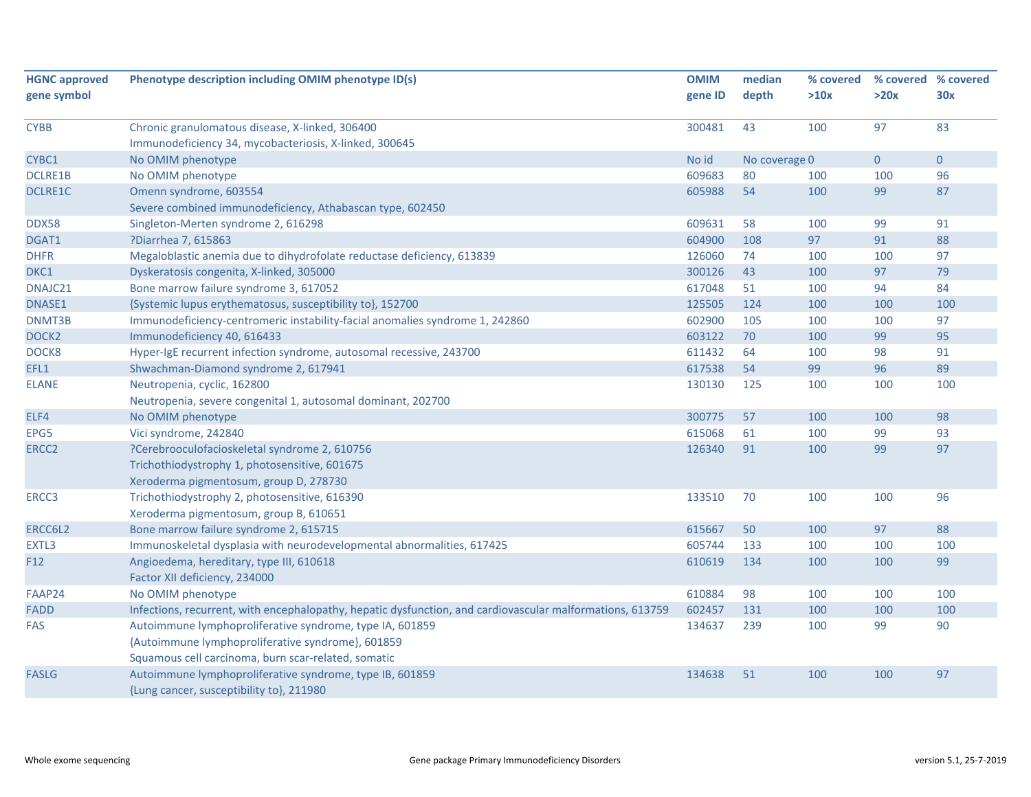| HGNC approved gene symbol | Phenotype description including OMIM phenotype ID(s) | OMIM gene ID | median depth | % covered >10x | % covered >20x | % covered 30x |
|---|---|---|---|---|---|---|
| CYBB | Chronic granulomatous disease, X-linked, 306400<br>Immunodeficiency 34, mycobacteriosis, X-linked, 300645 | 300481 | 43 | 100 | 97 | 83 |
| CYBC1 | No OMIM phenotype | No id | No coverage | 0 | 0 | 0 |
| DCLRE1B | No OMIM phenotype | 609683 | 80 | 100 | 100 | 96 |
| DCLRE1C | Omenn syndrome, 603554<br>Severe combined immunodeficiency, Athabascan type, 602450 | 605988 | 54 | 100 | 99 | 87 |
| DDX58 | Singleton-Merten syndrome 2, 616298 | 609631 | 58 | 100 | 99 | 91 |
| DGAT1 | ?Diarrhea 7, 615863 | 604900 | 108 | 97 | 91 | 88 |
| DHFR | Megaloblastic anemia due to dihydrofolate reductase deficiency, 613839 | 126060 | 74 | 100 | 100 | 97 |
| DKC1 | Dyskeratosis congenita, X-linked, 305000 | 300126 | 43 | 100 | 97 | 79 |
| DNAJC21 | Bone marrow failure syndrome 3, 617052 | 617048 | 51 | 100 | 94 | 84 |
| DNASE1 | {Systemic lupus erythematosus, susceptibility to}, 152700 | 125505 | 124 | 100 | 100 | 100 |
| DNMT3B | Immunodeficiency-centromeric instability-facial anomalies syndrome 1, 242860 | 602900 | 105 | 100 | 100 | 97 |
| DOCK2 | Immunodeficiency 40, 616433 | 603122 | 70 | 100 | 99 | 95 |
| DOCK8 | Hyper-IgE recurrent infection syndrome, autosomal recessive, 243700 | 611432 | 64 | 100 | 98 | 91 |
| EFL1 | Shwachman-Diamond syndrome 2, 617941 | 617538 | 54 | 99 | 96 | 89 |
| ELANE | Neutropenia, cyclic, 162800<br>Neutropenia, severe congenital 1, autosomal dominant, 202700 | 130130 | 125 | 100 | 100 | 100 |
| ELF4 | No OMIM phenotype | 300775 | 57 | 100 | 100 | 98 |
| EPG5 | Vici syndrome, 242840 | 615068 | 61 | 100 | 99 | 93 |
| ERCC2 | ?Cerebrooculofacioskeletal syndrome 2, 610756<br>Trichothiodystrophy 1, photosensitive, 601675<br>Xeroderma pigmentosum, group D, 278730 | 126340 | 91 | 100 | 99 | 97 |
| ERCC3 | Trichothiodystrophy 2, photosensitive, 616390<br>Xeroderma pigmentosum, group B, 610651 | 133510 | 70 | 100 | 100 | 96 |
| ERCC6L2 | Bone marrow failure syndrome 2, 615715 | 615667 | 50 | 100 | 97 | 88 |
| EXTL3 | Immunoskeletal dysplasia with neurodevelopmental abnormalities, 617425 | 605744 | 133 | 100 | 100 | 100 |
| F12 | Angioedema, hereditary, type III, 610618<br>Factor XII deficiency, 234000 | 610619 | 134 | 100 | 100 | 99 |
| FAAP24 | No OMIM phenotype | 610884 | 98 | 100 | 100 | 100 |
| FADD | Infections, recurrent, with encephalopathy, hepatic dysfunction, and cardiovascular malformations, 613759 | 602457 | 131 | 100 | 100 | 100 |
| FAS | Autoimmune lymphoproliferative syndrome, type IA, 601859<br>{Autoimmune lymphoproliferative syndrome}, 601859<br>Squamous cell carcinoma, burn scar-related, somatic | 134637 | 239 | 100 | 99 | 90 |
| FASLG | Autoimmune lymphoproliferative syndrome, type IB, 601859<br>{Lung cancer, susceptibility to}, 211980 | 134638 | 51 | 100 | 100 | 97 |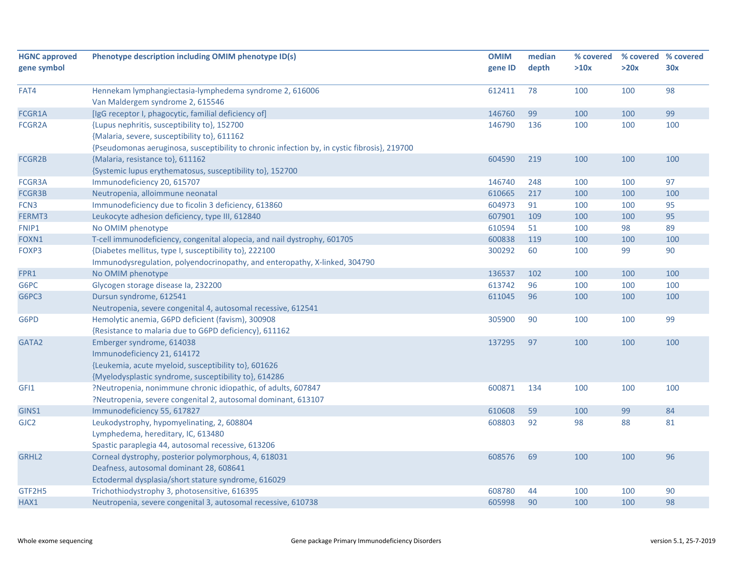| HGNC approved gene symbol | Phenotype description including OMIM phenotype ID(s) | OMIM gene ID | median depth | % covered >10x | % covered >20x | % covered 30x |
|---|---|---|---|---|---|---|
| FAT4 | Hennekam lymphangiectasia-lymphedema syndrome 2, 616006<br>Van Maldergem syndrome 2, 615546 | 612411 | 78 | 100 | 100 | 98 |
| FCGR1A | [IgG receptor I, phagocytic, familial deficiency of] | 146760 | 99 | 100 | 100 | 99 |
| FCGR2A | {Lupus nephritis, susceptibility to}, 152700<br>{Malaria, severe, susceptibility to}, 611162<br>{Pseudomonas aeruginosa, susceptibility to chronic infection by, in cystic fibrosis}, 219700 | 146790 | 136 | 100 | 100 | 100 |
| FCGR2B | {Malaria, resistance to}, 611162<br>{Systemic lupus erythematosus, susceptibility to}, 152700 | 604590 | 219 | 100 | 100 | 100 |
| FCGR3A | Immunodeficiency 20, 615707 | 146740 | 248 | 100 | 100 | 97 |
| FCGR3B | Neutropenia, alloimmune neonatal | 610665 | 217 | 100 | 100 | 100 |
| FCN3 | Immunodeficiency due to ficolin 3 deficiency, 613860 | 604973 | 91 | 100 | 100 | 95 |
| FERMT3 | Leukocyte adhesion deficiency, type III, 612840 | 607901 | 109 | 100 | 100 | 95 |
| FNIP1 | No OMIM phenotype | 610594 | 51 | 100 | 98 | 89 |
| FOXN1 | T-cell immunodeficiency, congenital alopecia, and nail dystrophy, 601705 | 600838 | 119 | 100 | 100 | 100 |
| FOXP3 | {Diabetes mellitus, type I, susceptibility to}, 222100<br>Immunodysregulation, polyendocrinopathy, and enteropathy, X-linked, 304790 | 300292 | 60 | 100 | 99 | 90 |
| FPR1 | No OMIM phenotype | 136537 | 102 | 100 | 100 | 100 |
| G6PC | Glycogen storage disease Ia, 232200 | 613742 | 96 | 100 | 100 | 100 |
| G6PC3 | Dursun syndrome, 612541<br>Neutropenia, severe congenital 4, autosomal recessive, 612541 | 611045 | 96 | 100 | 100 | 100 |
| G6PD | Hemolytic anemia, G6PD deficient (favism), 300908<br>{Resistance to malaria due to G6PD deficiency}, 611162 | 305900 | 90 | 100 | 100 | 99 |
| GATA2 | Emberger syndrome, 614038<br>Immunodeficiency 21, 614172<br>{Leukemia, acute myeloid, susceptibility to}, 601626<br>{Myelodysplastic syndrome, susceptibility to}, 614286 | 137295 | 97 | 100 | 100 | 100 |
| GFI1 | ?Neutropenia, nonimmune chronic idiopathic, of adults, 607847<br>?Neutropenia, severe congenital 2, autosomal dominant, 613107 | 600871 | 134 | 100 | 100 | 100 |
| GINS1 | Immunodeficiency 55, 617827 | 610608 | 59 | 100 | 99 | 84 |
| GJC2 | Leukodystrophy, hypomyelinating, 2, 608804<br>Lymphedema, hereditary, IC, 613480<br>Spastic paraplegia 44, autosomal recessive, 613206 | 608803 | 92 | 98 | 88 | 81 |
| GRHL2 | Corneal dystrophy, posterior polymorphous, 4, 618031<br>Deafness, autosomal dominant 28, 608641<br>Ectodermal dysplasia/short stature syndrome, 616029 | 608576 | 69 | 100 | 100 | 96 |
| GTF2H5 | Trichothiodystrophy 3, photosensitive, 616395 | 608780 | 44 | 100 | 100 | 90 |
| HAX1 | Neutropenia, severe congenital 3, autosomal recessive, 610738 | 605998 | 90 | 100 | 100 | 98 |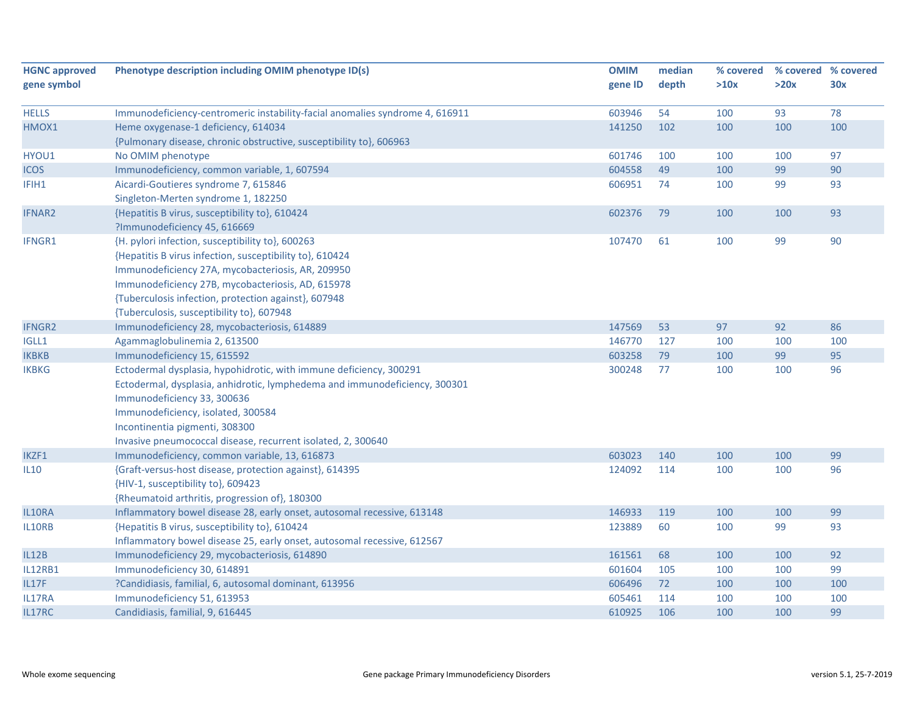| HGNC approved gene symbol | Phenotype description including OMIM phenotype ID(s) | OMIM gene ID | median depth | % covered >10x | % covered >20x | % covered 30x |
|---|---|---|---|---|---|---|
| HELLS | Immunodeficiency-centromeric instability-facial anomalies syndrome 4, 616911 | 603946 | 54 | 100 | 93 | 78 |
| HMOX1 | Heme oxygenase-1 deficiency, 614034<br>{Pulmonary disease, chronic obstructive, susceptibility to}, 606963 | 141250 | 102 | 100 | 100 | 100 |
| HYOU1 | No OMIM phenotype | 601746 | 100 | 100 | 100 | 97 |
| ICOS | Immunodeficiency, common variable, 1, 607594 | 604558 | 49 | 100 | 99 | 90 |
| IFIH1 | Aicardi-Goutieres syndrome 7, 615846<br>Singleton-Merten syndrome 1, 182250 | 606951 | 74 | 100 | 99 | 93 |
| IFNAR2 | {Hepatitis B virus, susceptibility to}, 610424<br>?Immunodeficiency 45, 616669 | 602376 | 79 | 100 | 100 | 93 |
| IFNGR1 | {H. pylori infection, susceptibility to}, 600263<br>{Hepatitis B virus infection, susceptibility to}, 610424<br>Immunodeficiency 27A, mycobacteriosis, AR, 209950<br>Immunodeficiency 27B, mycobacteriosis, AD, 615978<br>{Tuberculosis infection, protection against}, 607948<br>{Tuberculosis, susceptibility to}, 607948 | 107470 | 61 | 100 | 99 | 90 |
| IFNGR2 | Immunodeficiency 28, mycobacteriosis, 614889 | 147569 | 53 | 97 | 92 | 86 |
| IGLL1 | Agammaglobulinemia 2, 613500 | 146770 | 127 | 100 | 100 | 100 |
| IKBKB | Immunodeficiency 15, 615592 | 603258 | 79 | 100 | 99 | 95 |
| IKBKG | Ectodermal dysplasia, hypohidrotic, with immune deficiency, 300291<br>Ectodermal, dysplasia, anhidrotic, lymphedema and immunodeficiency, 300301<br>Immunodeficiency 33, 300636<br>Immunodeficiency, isolated, 300584<br>Incontinentia pigmenti, 308300<br>Invasive pneumococcal disease, recurrent isolated, 2, 300640 | 300248 | 77 | 100 | 100 | 96 |
| IKZF1 | Immunodeficiency, common variable, 13, 616873 | 603023 | 140 | 100 | 100 | 99 |
| IL10 | {Graft-versus-host disease, protection against}, 614395<br>{HIV-1, susceptibility to}, 609423<br>{Rheumatoid arthritis, progression of}, 180300 | 124092 | 114 | 100 | 100 | 96 |
| IL10RA | Inflammatory bowel disease 28, early onset, autosomal recessive, 613148 | 146933 | 119 | 100 | 100 | 99 |
| IL10RB | {Hepatitis B virus, susceptibility to}, 610424<br>Inflammatory bowel disease 25, early onset, autosomal recessive, 612567 | 123889 | 60 | 100 | 99 | 93 |
| IL12B | Immunodeficiency 29, mycobacteriosis, 614890 | 161561 | 68 | 100 | 100 | 92 |
| IL12RB1 | Immunodeficiency 30, 614891 | 601604 | 105 | 100 | 100 | 99 |
| IL17F | ?Candidiasis, familial, 6, autosomal dominant, 613956 | 606496 | 72 | 100 | 100 | 100 |
| IL17RA | Immunodeficiency 51, 613953 | 605461 | 114 | 100 | 100 | 100 |
| IL17RC | Candidiasis, familial, 9, 616445 | 610925 | 106 | 100 | 100 | 99 |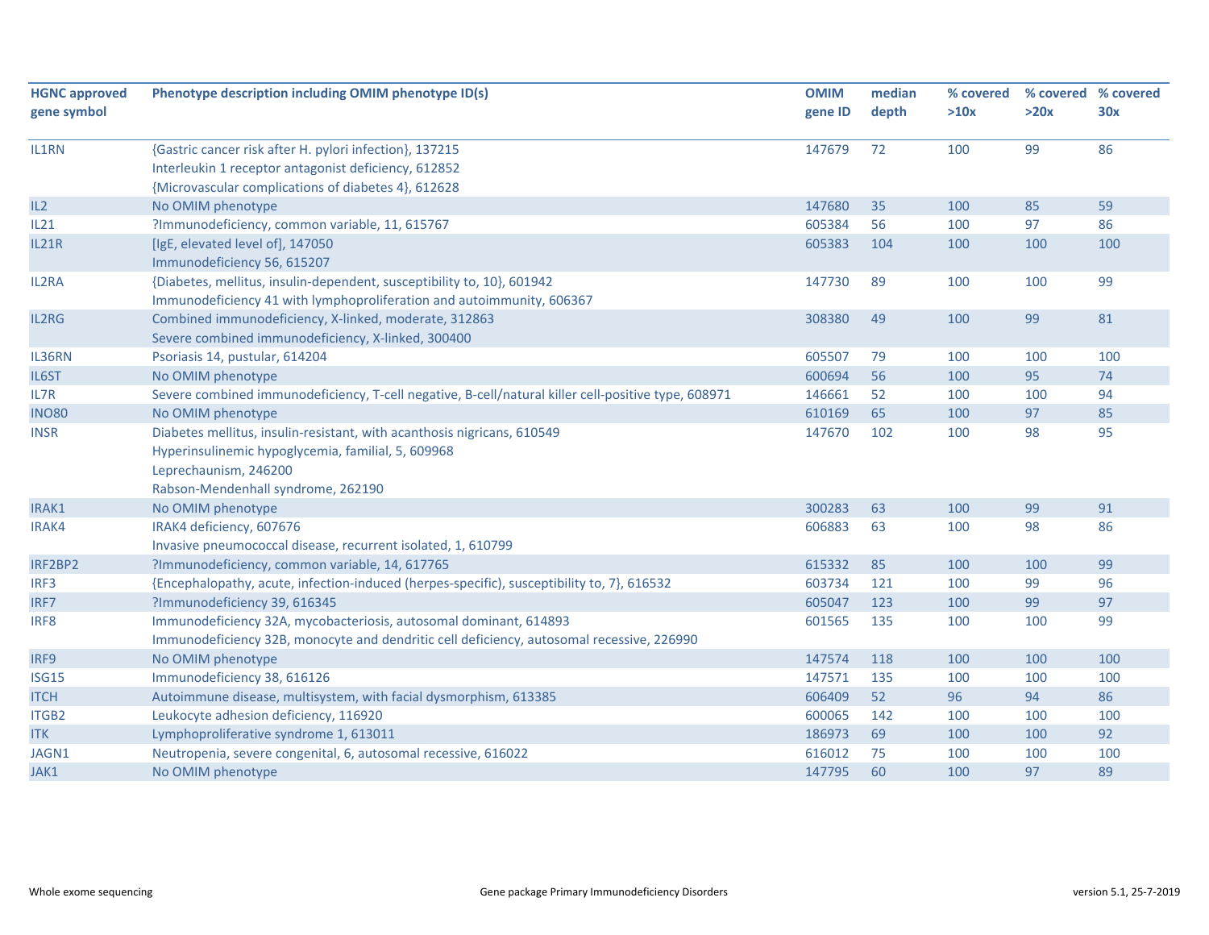| HGNC approved gene symbol | Phenotype description including OMIM phenotype ID(s) | OMIM gene ID | median depth | % covered >10x | % covered >20x | % covered 30x |
|---|---|---|---|---|---|---|
| IL1RN | {Gastric cancer risk after H. pylori infection}, 137215<br>Interleukin 1 receptor antagonist deficiency, 612852<br>{Microvascular complications of diabetes 4}, 612628 | 147679 | 72 | 100 | 99 | 86 |
| IL2 | No OMIM phenotype | 147680 | 35 | 100 | 85 | 59 |
| IL21 | ?Immunodeficiency, common variable, 11, 615767 | 605384 | 56 | 100 | 97 | 86 |
| IL21R | [IgE, elevated level of], 147050<br>Immunodeficiency 56, 615207 | 605383 | 104 | 100 | 100 | 100 |
| IL2RA | {Diabetes, mellitus, insulin-dependent, susceptibility to, 10}, 601942<br>Immunodeficiency 41 with lymphoproliferation and autoimmunity, 606367 | 147730 | 89 | 100 | 100 | 99 |
| IL2RG | Combined immunodeficiency, X-linked, moderate, 312863<br>Severe combined immunodeficiency, X-linked, 300400 | 308380 | 49 | 100 | 99 | 81 |
| IL36RN | Psoriasis 14, pustular, 614204 | 605507 | 79 | 100 | 100 | 100 |
| IL6ST | No OMIM phenotype | 600694 | 56 | 100 | 95 | 74 |
| IL7R | Severe combined immunodeficiency, T-cell negative, B-cell/natural killer cell-positive type, 608971 | 146661 | 52 | 100 | 100 | 94 |
| INO80 | No OMIM phenotype | 610169 | 65 | 100 | 97 | 85 |
| INSR | Diabetes mellitus, insulin-resistant, with acanthosis nigricans, 610549<br>Hyperinsulinemic hypoglycemia, familial, 5, 609968<br>Leprechaunism, 246200<br>Rabson-Mendenhall syndrome, 262190 | 147670 | 102 | 100 | 98 | 95 |
| IRAK1 | No OMIM phenotype | 300283 | 63 | 100 | 99 | 91 |
| IRAK4 | IRAK4 deficiency, 607676<br>Invasive pneumococcal disease, recurrent isolated, 1, 610799 | 606883 | 63 | 100 | 98 | 86 |
| IRF2BP2 | ?Immunodeficiency, common variable, 14, 617765 | 615332 | 85 | 100 | 100 | 99 |
| IRF3 | {Encephalopathy, acute, infection-induced (herpes-specific), susceptibility to, 7}, 616532 | 603734 | 121 | 100 | 99 | 96 |
| IRF7 | ?Immunodeficiency 39, 616345 | 605047 | 123 | 100 | 99 | 97 |
| IRF8 | Immunodeficiency 32A, mycobacteriosis, autosomal dominant, 614893<br>Immunodeficiency 32B, monocyte and dendritic cell deficiency, autosomal recessive, 226990 | 601565 | 135 | 100 | 100 | 99 |
| IRF9 | No OMIM phenotype | 147574 | 118 | 100 | 100 | 100 |
| ISG15 | Immunodeficiency 38, 616126 | 147571 | 135 | 100 | 100 | 100 |
| ITCH | Autoimmune disease, multisystem, with facial dysmorphism, 613385 | 606409 | 52 | 96 | 94 | 86 |
| ITGB2 | Leukocyte adhesion deficiency, 116920 | 600065 | 142 | 100 | 100 | 100 |
| ITK | Lymphoproliferative syndrome 1, 613011 | 186973 | 69 | 100 | 100 | 92 |
| JAGN1 | Neutropenia, severe congenital, 6, autosomal recessive, 616022 | 616012 | 75 | 100 | 100 | 100 |
| JAK1 | No OMIM phenotype | 147795 | 60 | 100 | 97 | 89 |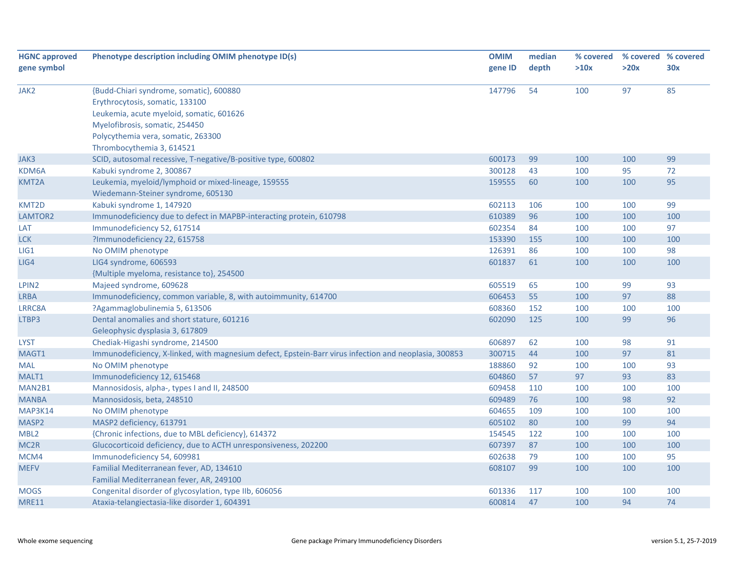| HGNC approved gene symbol | Phenotype description including OMIM phenotype ID(s) | OMIM gene ID | median depth | % covered >10x | % covered >20x | % covered 30x |
|---|---|---|---|---|---|---|
| JAK2 | {Budd-Chiari syndrome, somatic}, 600880<br>Erythrocytosis, somatic, 133100<br>Leukemia, acute myeloid, somatic, 601626<br>Myelofibrosis, somatic, 254450<br>Polycythemia vera, somatic, 263300<br>Thrombocythemia 3, 614521 | 147796 | 54 | 100 | 97 | 85 |
| JAK3 | SCID, autosomal recessive, T-negative/B-positive type, 600802 | 600173 | 99 | 100 | 100 | 99 |
| KDM6A | Kabuki syndrome 2, 300867 | 300128 | 43 | 100 | 95 | 72 |
| KMT2A | Leukemia, myeloid/lymphoid or mixed-lineage, 159555<br>Wiedemann-Steiner syndrome, 605130 | 159555 | 60 | 100 | 100 | 95 |
| KMT2D | Kabuki syndrome 1, 147920 | 602113 | 106 | 100 | 100 | 99 |
| LAMTOR2 | Immunodeficiency due to defect in MAPBP-interacting protein, 610798 | 610389 | 96 | 100 | 100 | 100 |
| LAT | Immunodeficiency 52, 617514 | 602354 | 84 | 100 | 100 | 97 |
| LCK | ?Immunodeficiency 22, 615758 | 153390 | 155 | 100 | 100 | 100 |
| LIG1 | No OMIM phenotype | 126391 | 86 | 100 | 100 | 98 |
| LIG4 | LIG4 syndrome, 606593<br>{Multiple myeloma, resistance to}, 254500 | 601837 | 61 | 100 | 100 | 100 |
| LPIN2 | Majeed syndrome, 609628 | 605519 | 65 | 100 | 99 | 93 |
| LRBA | Immunodeficiency, common variable, 8, with autoimmunity, 614700 | 606453 | 55 | 100 | 97 | 88 |
| LRRC8A | ?Agammaglobulinemia 5, 613506 | 608360 | 152 | 100 | 100 | 100 |
| LTBP3 | Dental anomalies and short stature, 601216<br>Geleophysic dysplasia 3, 617809 | 602090 | 125 | 100 | 99 | 96 |
| LYST | Chediak-Higashi syndrome, 214500 | 606897 | 62 | 100 | 98 | 91 |
| MAGT1 | Immunodeficiency, X-linked, with magnesium defect, Epstein-Barr virus infection and neoplasia, 300853 | 300715 | 44 | 100 | 97 | 81 |
| MAL | No OMIM phenotype | 188860 | 92 | 100 | 100 | 93 |
| MALT1 | Immunodeficiency 12, 615468 | 604860 | 57 | 97 | 93 | 83 |
| MAN2B1 | Mannosidosis, alpha-, types I and II, 248500 | 609458 | 110 | 100 | 100 | 100 |
| MANBA | Mannosidosis, beta, 248510 | 609489 | 76 | 100 | 98 | 92 |
| MAP3K14 | No OMIM phenotype | 604655 | 109 | 100 | 100 | 100 |
| MASP2 | MASP2 deficiency, 613791 | 605102 | 80 | 100 | 99 | 94 |
| MBL2 | {Chronic infections, due to MBL deficiency}, 614372 | 154545 | 122 | 100 | 100 | 100 |
| MC2R | Glucocorticoid deficiency, due to ACTH unresponsiveness, 202200 | 607397 | 87 | 100 | 100 | 100 |
| MCM4 | Immunodeficiency 54, 609981 | 602638 | 79 | 100 | 100 | 95 |
| MEFV | Familial Mediterranean fever, AD, 134610<br>Familial Mediterranean fever, AR, 249100 | 608107 | 99 | 100 | 100 | 100 |
| MOGS | Congenital disorder of glycosylation, type IIb, 606056 | 601336 | 117 | 100 | 100 | 100 |
| MRE11 | Ataxia-telangiectasia-like disorder 1, 604391 | 600814 | 47 | 100 | 94 | 74 |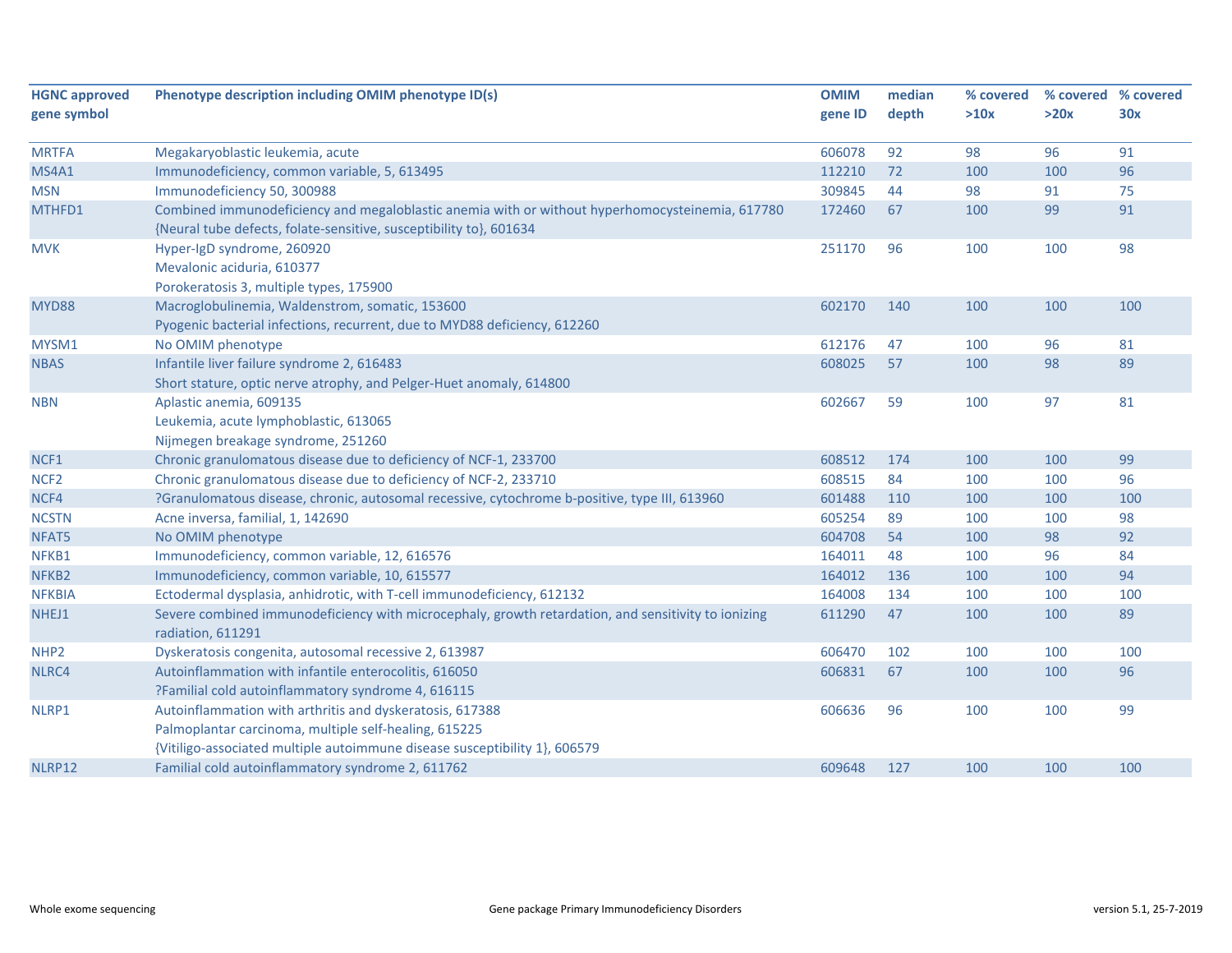| HGNC approved gene symbol | Phenotype description including OMIM phenotype ID(s) | OMIM gene ID | median depth | % covered >10x | % covered >20x | % covered 30x |
|---|---|---|---|---|---|---|
| MRTFA | Megakaryoblastic leukemia, acute | 606078 | 92 | 98 | 96 | 91 |
| MS4A1 | Immunodeficiency, common variable, 5, 613495 | 112210 | 72 | 100 | 100 | 96 |
| MSN | Immunodeficiency 50, 300988 | 309845 | 44 | 98 | 91 | 75 |
| MTHFD1 | Combined immunodeficiency and megaloblastic anemia with or without hyperhomocysteinemia, 617780<br>{Neural tube defects, folate-sensitive, susceptibility to}, 601634 | 172460 | 67 | 100 | 99 | 91 |
| MVK | Hyper-IgD syndrome, 260920<br>Mevalonic aciduria, 610377<br>Porokeratosis 3, multiple types, 175900 | 251170 | 96 | 100 | 100 | 98 |
| MYD88 | Macroglobulinemia, Waldenstrom, somatic, 153600<br>Pyogenic bacterial infections, recurrent, due to MYD88 deficiency, 612260 | 602170 | 140 | 100 | 100 | 100 |
| MYSM1 | No OMIM phenotype | 612176 | 47 | 100 | 96 | 81 |
| NBAS | Infantile liver failure syndrome 2, 616483<br>Short stature, optic nerve atrophy, and Pelger-Huet anomaly, 614800 | 608025 | 57 | 100 | 98 | 89 |
| NBN | Aplastic anemia, 609135<br>Leukemia, acute lymphoblastic, 613065<br>Nijmegen breakage syndrome, 251260 | 602667 | 59 | 100 | 97 | 81 |
| NCF1 | Chronic granulomatous disease due to deficiency of NCF-1, 233700 | 608512 | 174 | 100 | 100 | 99 |
| NCF2 | Chronic granulomatous disease due to deficiency of NCF-2, 233710 | 608515 | 84 | 100 | 100 | 96 |
| NCF4 | ?Granulomatous disease, chronic, autosomal recessive, cytochrome b-positive, type III, 613960 | 601488 | 110 | 100 | 100 | 100 |
| NCSTN | Acne inversa, familial, 1, 142690 | 605254 | 89 | 100 | 100 | 98 |
| NFAT5 | No OMIM phenotype | 604708 | 54 | 100 | 98 | 92 |
| NFKB1 | Immunodeficiency, common variable, 12, 616576 | 164011 | 48 | 100 | 96 | 84 |
| NFKB2 | Immunodeficiency, common variable, 10, 615577 | 164012 | 136 | 100 | 100 | 94 |
| NFKBIA | Ectodermal dysplasia, anhidrotic, with T-cell immunodeficiency, 612132 | 164008 | 134 | 100 | 100 | 100 |
| NHEJ1 | Severe combined immunodeficiency with microcephaly, growth retardation, and sensitivity to ionizing radiation, 611291 | 611290 | 47 | 100 | 100 | 89 |
| NHP2 | Dyskeratosis congenita, autosomal recessive 2, 613987 | 606470 | 102 | 100 | 100 | 100 |
| NLRC4 | Autoinflammation with infantile enterocolitis, 616050<br>?Familial cold autoinflammatory syndrome 4, 616115 | 606831 | 67 | 100 | 100 | 96 |
| NLRP1 | Autoinflammation with arthritis and dyskeratosis, 617388<br>Palmoplantar carcinoma, multiple self-healing, 615225<br>{Vitiligo-associated multiple autoimmune disease susceptibility 1}, 606579 | 606636 | 96 | 100 | 100 | 99 |
| NLRP12 | Familial cold autoinflammatory syndrome 2, 611762 | 609648 | 127 | 100 | 100 | 100 |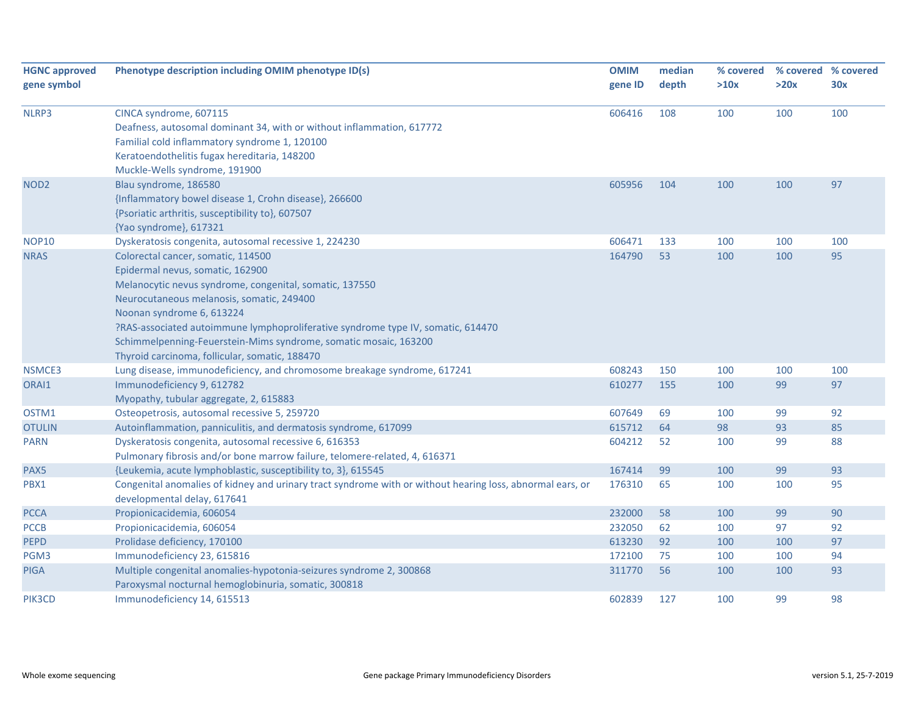| HGNC approved gene symbol | Phenotype description including OMIM phenotype ID(s) | OMIM gene ID | median depth | % covered >10x | % covered >20x | % covered 30x |
|---|---|---|---|---|---|---|
| NLRP3 | CINCA syndrome, 607115<br>Deafness, autosomal dominant 34, with or without inflammation, 617772<br>Familial cold inflammatory syndrome 1, 120100<br>Keratoendothelitis fugax hereditaria, 148200<br>Muckle-Wells syndrome, 191900 | 606416 | 108 | 100 | 100 | 100 |
| NOD2 | Blau syndrome, 186580<br>{Inflammatory bowel disease 1, Crohn disease}, 266600<br>{Psoriatic arthritis, susceptibility to}, 607507<br>{Yao syndrome}, 617321 | 605956 | 104 | 100 | 100 | 97 |
| NOP10 | Dyskeratosis congenita, autosomal recessive 1, 224230 | 606471 | 133 | 100 | 100 | 100 |
| NRAS | Colorectal cancer, somatic, 114500<br>Epidermal nevus, somatic, 162900<br>Melanocytic nevus syndrome, congenital, somatic, 137550<br>Neurocutaneous melanosis, somatic, 249400<br>Noonan syndrome 6, 613224<br>?RAS-associated autoimmune lymphoproliferative syndrome type IV, somatic, 614470<br>Schimmelpenning-Feuerstein-Mims syndrome, somatic mosaic, 163200<br>Thyroid carcinoma, follicular, somatic, 188470 | 164790 | 53 | 100 | 100 | 95 |
| NSMCE3 | Lung disease, immunodeficiency, and chromosome breakage syndrome, 617241 | 608243 | 150 | 100 | 100 | 100 |
| ORAI1 | Immunodeficiency 9, 612782<br>Myopathy, tubular aggregate, 2, 615883 | 610277 | 155 | 100 | 99 | 97 |
| OSTM1 | Osteopetrosis, autosomal recessive 5, 259720 | 607649 | 69 | 100 | 99 | 92 |
| OTULIN | Autoinflammation, panniculitis, and dermatosis syndrome, 617099 | 615712 | 64 | 98 | 93 | 85 |
| PARN | Dyskeratosis congenita, autosomal recessive 6, 616353<br>Pulmonary fibrosis and/or bone marrow failure, telomere-related, 4, 616371 | 604212 | 52 | 100 | 99 | 88 |
| PAX5 | {Leukemia, acute lymphoblastic, susceptibility to, 3}, 615545 | 167414 | 99 | 100 | 99 | 93 |
| PBX1 | Congenital anomalies of kidney and urinary tract syndrome with or without hearing loss, abnormal ears, or developmental delay, 617641 | 176310 | 65 | 100 | 100 | 95 |
| PCCA | Propionicacidemia, 606054 | 232000 | 58 | 100 | 99 | 90 |
| PCCB | Propionicacidemia, 606054 | 232050 | 62 | 100 | 97 | 92 |
| PEPD | Prolidase deficiency, 170100 | 613230 | 92 | 100 | 100 | 97 |
| PGM3 | Immunodeficiency 23, 615816 | 172100 | 75 | 100 | 100 | 94 |
| PIGA | Multiple congenital anomalies-hypotonia-seizures syndrome 2, 300868<br>Paroxysmal nocturnal hemoglobinuria, somatic, 300818 | 311770 | 56 | 100 | 100 | 93 |
| PIK3CD | Immunodeficiency 14, 615513 | 602839 | 127 | 100 | 99 | 98 |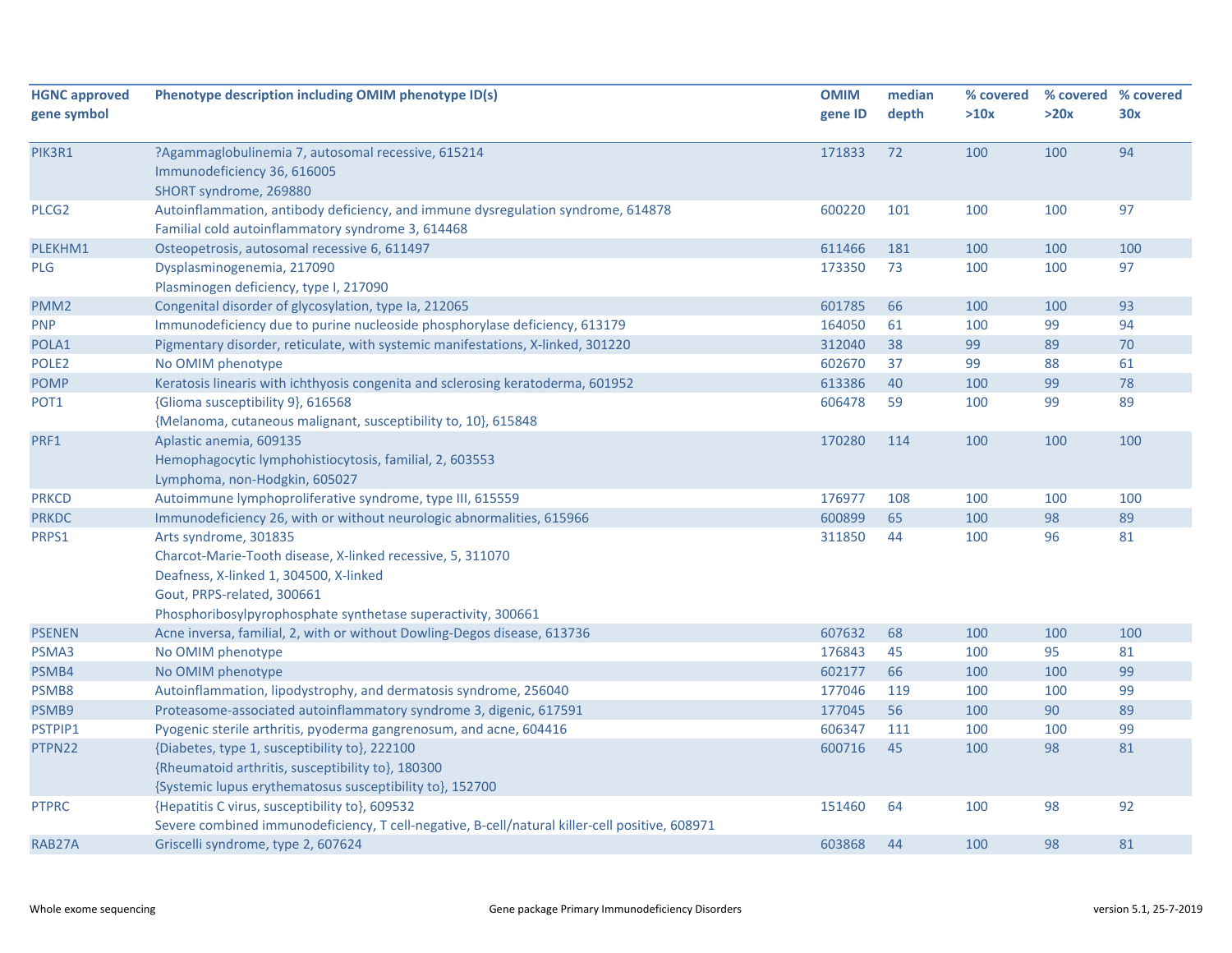| HGNC approved gene symbol | Phenotype description including OMIM phenotype ID(s) | OMIM gene ID | median depth | % covered >10x | % covered >20x | % covered 30x |
|---|---|---|---|---|---|---|
| PIK3R1 | ?Agammaglobulinemia 7, autosomal recessive, 615214<br>Immunodeficiency 36, 616005<br>SHORT syndrome, 269880 | 171833 | 72 | 100 | 100 | 94 |
| PLCG2 | Autoinflammation, antibody deficiency, and immune dysregulation syndrome, 614878<br>Familial cold autoinflammatory syndrome 3, 614468 | 600220 | 101 | 100 | 100 | 97 |
| PLEKHM1 | Osteopetrosis, autosomal recessive 6, 611497 | 611466 | 181 | 100 | 100 | 100 |
| PLG | Dysplasminogenemia, 217090<br>Plasminogen deficiency, type I, 217090 | 173350 | 73 | 100 | 100 | 97 |
| PMM2 | Congenital disorder of glycosylation, type Ia, 212065 | 601785 | 66 | 100 | 100 | 93 |
| PNP | Immunodeficiency due to purine nucleoside phosphorylase deficiency, 613179 | 164050 | 61 | 100 | 99 | 94 |
| POLA1 | Pigmentary disorder, reticulate, with systemic manifestations, X-linked, 301220 | 312040 | 38 | 99 | 89 | 70 |
| POLE2 | No OMIM phenotype | 602670 | 37 | 99 | 88 | 61 |
| POMP | Keratosis linearis with ichthyosis congenita and sclerosing keratoderma, 601952 | 613386 | 40 | 100 | 99 | 78 |
| POT1 | {Glioma susceptibility 9}, 616568<br>{Melanoma, cutaneous malignant, susceptibility to, 10}, 615848 | 606478 | 59 | 100 | 99 | 89 |
| PRF1 | Aplastic anemia, 609135<br>Hemophagocytic lymphohistiocytosis, familial, 2, 603553<br>Lymphoma, non-Hodgkin, 605027 | 170280 | 114 | 100 | 100 | 100 |
| PRKCD | Autoimmune lymphoproliferative syndrome, type III, 615559 | 176977 | 108 | 100 | 100 | 100 |
| PRKDC | Immunodeficiency 26, with or without neurologic abnormalities, 615966 | 600899 | 65 | 100 | 98 | 89 |
| PRPS1 | Arts syndrome, 301835<br>Charcot-Marie-Tooth disease, X-linked recessive, 5, 311070<br>Deafness, X-linked 1, 304500, X-linked<br>Gout, PRPS-related, 300661<br>Phosphoribosylpyrophosphate synthetase superactivity, 300661 | 311850 | 44 | 100 | 96 | 81 |
| PSENEN | Acne inversa, familial, 2, with or without Dowling-Degos disease, 613736 | 607632 | 68 | 100 | 100 | 100 |
| PSMA3 | No OMIM phenotype | 176843 | 45 | 100 | 95 | 81 |
| PSMB4 | No OMIM phenotype | 602177 | 66 | 100 | 100 | 99 |
| PSMB8 | Autoinflammation, lipodystrophy, and dermatosis syndrome, 256040 | 177046 | 119 | 100 | 100 | 99 |
| PSMB9 | Proteasome-associated autoinflammatory syndrome 3, digenic, 617591 | 177045 | 56 | 100 | 90 | 89 |
| PSTPIP1 | Pyogenic sterile arthritis, pyoderma gangrenosum, and acne, 604416 | 606347 | 111 | 100 | 100 | 99 |
| PTPN22 | {Diabetes, type 1, susceptibility to}, 222100<br>{Rheumatoid arthritis, susceptibility to}, 180300<br>{Systemic lupus erythematosus susceptibility to}, 152700 | 600716 | 45 | 100 | 98 | 81 |
| PTPRC | {Hepatitis C virus, susceptibility to}, 609532<br>Severe combined immunodeficiency, T cell-negative, B-cell/natural killer-cell positive, 608971 | 151460 | 64 | 100 | 98 | 92 |
| RAB27A | Griscelli syndrome, type 2, 607624 | 603868 | 44 | 100 | 98 | 81 |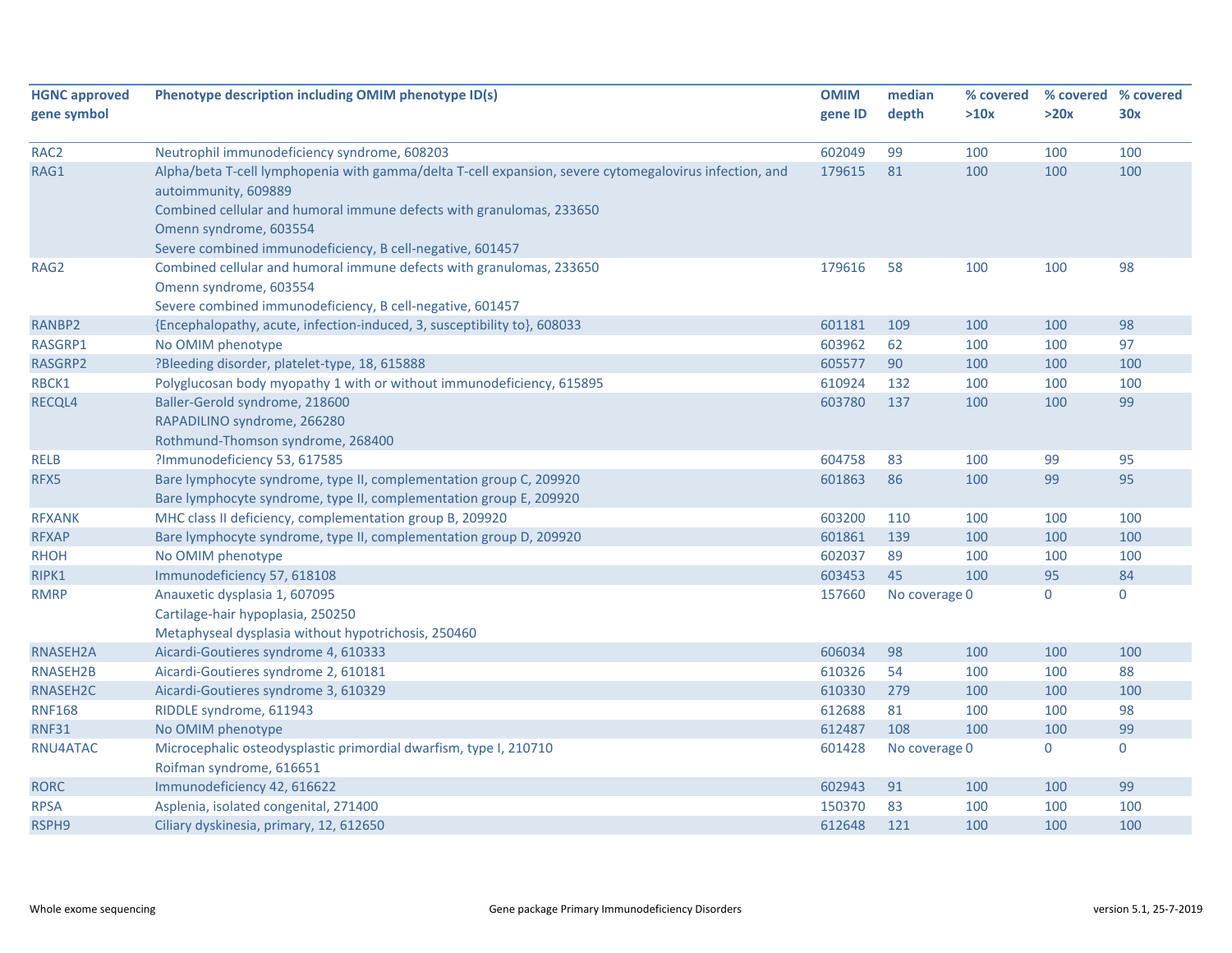| HGNC approved gene symbol | Phenotype description including OMIM phenotype ID(s) | OMIM gene ID | median depth | % covered >10x | % covered >20x | % covered 30x |
|---|---|---|---|---|---|---|
| RAC2 | Neutrophil immunodeficiency syndrome, 608203 | 602049 | 99 | 100 | 100 | 100 |
| RAG1 | Alpha/beta T-cell lymphopenia with gamma/delta T-cell expansion, severe cytomegalovirus infection, and autoimmunity, 609889<br>Combined cellular and humoral immune defects with granulomas, 233650<br>Omenn syndrome, 603554<br>Severe combined immunodeficiency, B cell-negative, 601457 | 179615 | 81 | 100 | 100 | 100 |
| RAG2 | Combined cellular and humoral immune defects with granulomas, 233650<br>Omenn syndrome, 603554<br>Severe combined immunodeficiency, B cell-negative, 601457 | 179616 | 58 | 100 | 100 | 98 |
| RANBP2 | {Encephalopathy, acute, infection-induced, 3, susceptibility to}, 608033 | 601181 | 109 | 100 | 100 | 98 |
| RASGRP1 | No OMIM phenotype | 603962 | 62 | 100 | 100 | 97 |
| RASGRP2 | ?Bleeding disorder, platelet-type, 18, 615888 | 605577 | 90 | 100 | 100 | 100 |
| RBCK1 | Polyglucosan body myopathy 1 with or without immunodeficiency, 615895 | 610924 | 132 | 100 | 100 | 100 |
| RECQL4 | Baller-Gerold syndrome, 218600<br>RAPADILINO syndrome, 266280<br>Rothmund-Thomson syndrome, 268400 | 603780 | 137 | 100 | 100 | 99 |
| RELB | ?Immunodeficiency 53, 617585 | 604758 | 83 | 100 | 99 | 95 |
| RFX5 | Bare lymphocyte syndrome, type II, complementation group C, 209920<br>Bare lymphocyte syndrome, type II, complementation group E, 209920 | 601863 | 86 | 100 | 99 | 95 |
| RFXANK | MHC class II deficiency, complementation group B, 209920 | 603200 | 110 | 100 | 100 | 100 |
| RFXAP | Bare lymphocyte syndrome, type II, complementation group D, 209920 | 601861 | 139 | 100 | 100 | 100 |
| RHOH | No OMIM phenotype | 602037 | 89 | 100 | 100 | 100 |
| RIPK1 | Immunodeficiency 57, 618108 | 603453 | 45 | 100 | 95 | 84 |
| RMRP | Anauxetic dysplasia 1, 607095<br>Cartilage-hair hypoplasia, 250250<br>Metaphyseal dysplasia without hypotrichosis, 250460 | 157660 | No coverage | 0 | 0 | 0 |
| RNASEH2A | Aicardi-Goutieres syndrome 4, 610333 | 606034 | 98 | 100 | 100 | 100 |
| RNASEH2B | Aicardi-Goutieres syndrome 2, 610181 | 610326 | 54 | 100 | 100 | 88 |
| RNASEH2C | Aicardi-Goutieres syndrome 3, 610329 | 610330 | 279 | 100 | 100 | 100 |
| RNF168 | RIDDLE syndrome, 611943 | 612688 | 81 | 100 | 100 | 98 |
| RNF31 | No OMIM phenotype | 612487 | 108 | 100 | 100 | 99 |
| RNU4ATAC | Microcephalic osteodysplastic primordial dwarfism, type I, 210710<br>Roifman syndrome, 616651 | 601428 | No coverage | 0 | 0 | 0 |
| RORC | Immunodeficiency 42, 616622 | 602943 | 91 | 100 | 100 | 99 |
| RPSA | Asplenia, isolated congenital, 271400 | 150370 | 83 | 100 | 100 | 100 |
| RSPH9 | Ciliary dyskinesia, primary, 12, 612650 | 612648 | 121 | 100 | 100 | 100 |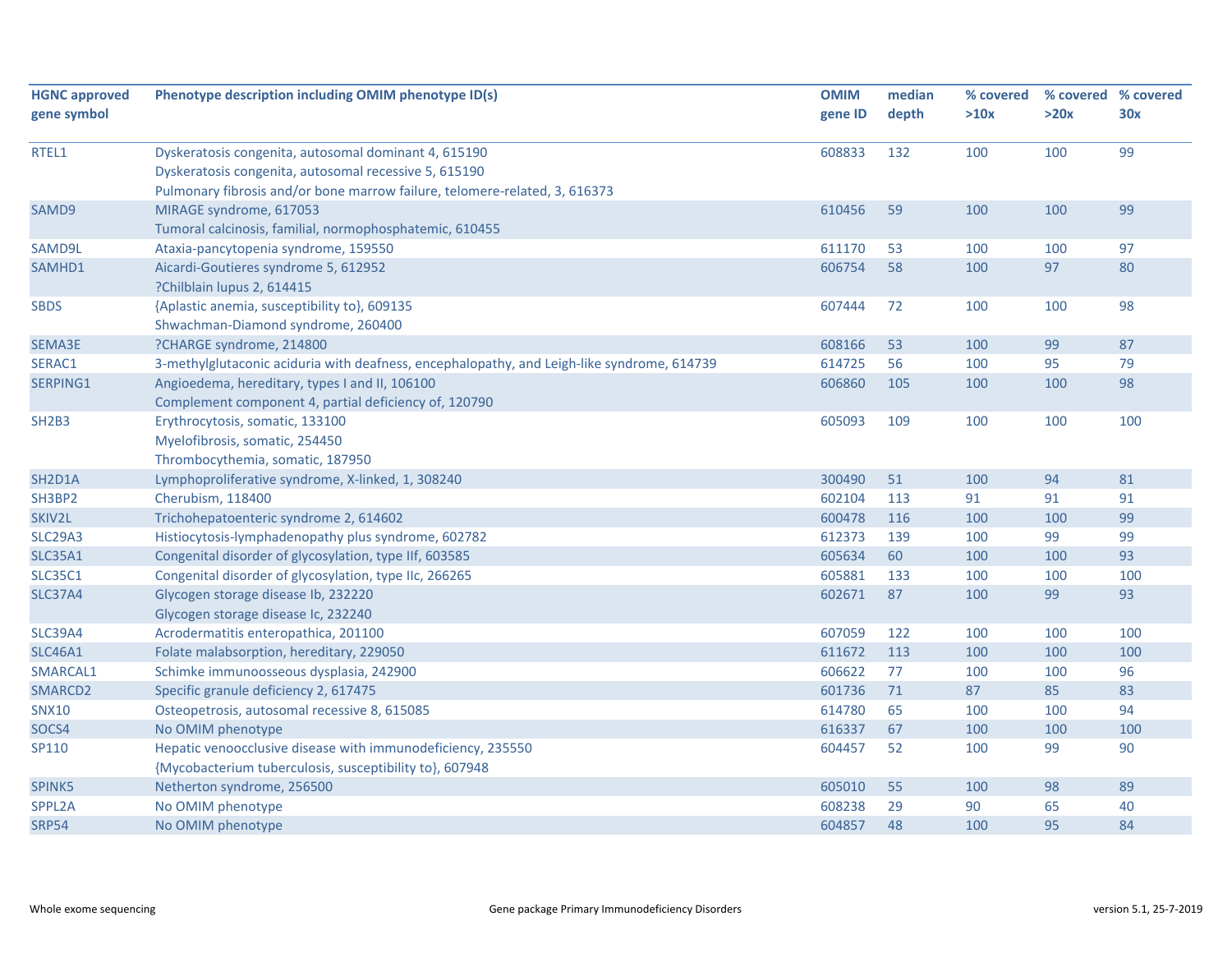| HGNC approved gene symbol | Phenotype description including OMIM phenotype ID(s) | OMIM gene ID | median depth | % covered >10x | % covered >20x | % covered 30x |
|---|---|---|---|---|---|---|
| RTEL1 | Dyskeratosis congenita, autosomal dominant 4, 615190<br>Dyskeratosis congenita, autosomal recessive 5, 615190<br>Pulmonary fibrosis and/or bone marrow failure, telomere-related, 3, 616373 | 608833 | 132 | 100 | 100 | 99 |
| SAMD9 | MIRAGE syndrome, 617053<br>Tumoral calcinosis, familial, normophosphatemic, 610455 | 610456 | 59 | 100 | 100 | 99 |
| SAMD9L | Ataxia-pancytopenia syndrome, 159550 | 611170 | 53 | 100 | 100 | 97 |
| SAMHD1 | Aicardi-Goutieres syndrome 5, 612952<br>?Chilblain lupus 2, 614415 | 606754 | 58 | 100 | 97 | 80 |
| SBDS | {Aplastic anemia, susceptibility to}, 609135<br>Shwachman-Diamond syndrome, 260400 | 607444 | 72 | 100 | 100 | 98 |
| SEMA3E | ?CHARGE syndrome, 214800 | 608166 | 53 | 100 | 99 | 87 |
| SERAC1 | 3-methylglutaconic aciduria with deafness, encephalopathy, and Leigh-like syndrome, 614739 | 614725 | 56 | 100 | 95 | 79 |
| SERPING1 | Angioedema, hereditary, types I and II, 106100<br>Complement component 4, partial deficiency of, 120790 | 606860 | 105 | 100 | 100 | 98 |
| SH2B3 | Erythrocytosis, somatic, 133100<br>Myelofibrosis, somatic, 254450<br>Thrombocythemia, somatic, 187950 | 605093 | 109 | 100 | 100 | 100 |
| SH2D1A | Lymphoproliferative syndrome, X-linked, 1, 308240 | 300490 | 51 | 100 | 94 | 81 |
| SH3BP2 | Cherubism, 118400 | 602104 | 113 | 91 | 91 | 91 |
| SKIV2L | Trichohepatoenteric syndrome 2, 614602 | 600478 | 116 | 100 | 100 | 99 |
| SLC29A3 | Histiocytosis-lymphadenopathy plus syndrome, 602782 | 612373 | 139 | 100 | 99 | 99 |
| SLC35A1 | Congenital disorder of glycosylation, type IIf, 603585 | 605634 | 60 | 100 | 100 | 93 |
| SLC35C1 | Congenital disorder of glycosylation, type IIc, 266265 | 605881 | 133 | 100 | 100 | 100 |
| SLC37A4 | Glycogen storage disease Ib, 232220<br>Glycogen storage disease Ic, 232240 | 602671 | 87 | 100 | 99 | 93 |
| SLC39A4 | Acrodermatitis enteropathica, 201100 | 607059 | 122 | 100 | 100 | 100 |
| SLC46A1 | Folate malabsorption, hereditary, 229050 | 611672 | 113 | 100 | 100 | 100 |
| SMARCAL1 | Schimke immunoosseous dysplasia, 242900 | 606622 | 77 | 100 | 100 | 96 |
| SMARCD2 | Specific granule deficiency 2, 617475 | 601736 | 71 | 87 | 85 | 83 |
| SNX10 | Osteopetrosis, autosomal recessive 8, 615085 | 614780 | 65 | 100 | 100 | 94 |
| SOCS4 | No OMIM phenotype | 616337 | 67 | 100 | 100 | 100 |
| SP110 | Hepatic venoocclusive disease with immunodeficiency, 235550<br>{Mycobacterium tuberculosis, susceptibility to}, 607948 | 604457 | 52 | 100 | 99 | 90 |
| SPINK5 | Netherton syndrome, 256500 | 605010 | 55 | 100 | 98 | 89 |
| SPPL2A | No OMIM phenotype | 608238 | 29 | 90 | 65 | 40 |
| SRP54 | No OMIM phenotype | 604857 | 48 | 100 | 95 | 84 |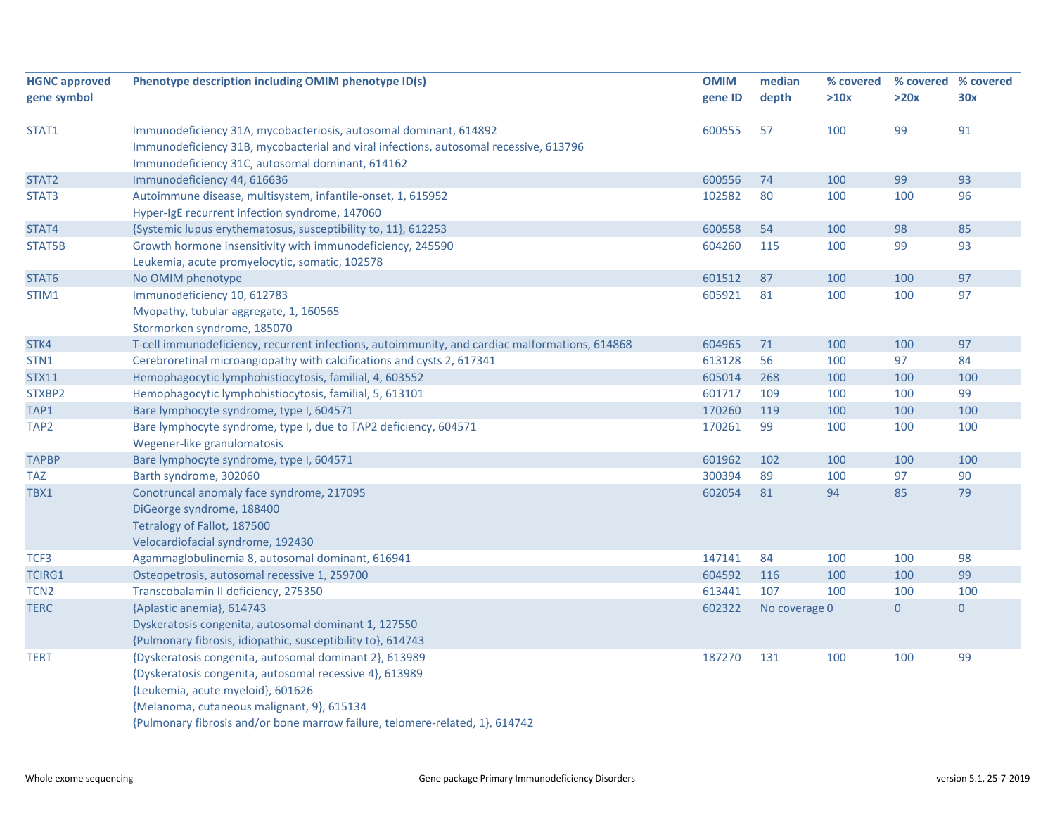| HGNC approved gene symbol | Phenotype description including OMIM phenotype ID(s) | OMIM gene ID | median depth | % covered >10x | % covered >20x | % covered 30x |
|---|---|---|---|---|---|---|
| STAT1 | Immunodeficiency 31A, mycobacteriosis, autosomal dominant, 614892<br>Immunodeficiency 31B, mycobacterial and viral infections, autosomal recessive, 613796<br>Immunodeficiency 31C, autosomal dominant, 614162 | 600555 | 57 | 100 | 99 | 91 |
| STAT2 | Immunodeficiency 44, 616636 | 600556 | 74 | 100 | 99 | 93 |
| STAT3 | Autoimmune disease, multisystem, infantile-onset, 1, 615952<br>Hyper-IgE recurrent infection syndrome, 147060 | 102582 | 80 | 100 | 100 | 96 |
| STAT4 | {Systemic lupus erythematosus, susceptibility to, 11}, 612253 | 600558 | 54 | 100 | 98 | 85 |
| STAT5B | Growth hormone insensitivity with immunodeficiency, 245590<br>Leukemia, acute promyelocytic, somatic, 102578 | 604260 | 115 | 100 | 99 | 93 |
| STAT6 | No OMIM phenotype | 601512 | 87 | 100 | 100 | 97 |
| STIM1 | Immunodeficiency 10, 612783<br>Myopathy, tubular aggregate, 1, 160565<br>Stormorken syndrome, 185070 | 605921 | 81 | 100 | 100 | 97 |
| STK4 | T-cell immunodeficiency, recurrent infections, autoimmunity, and cardiac malformations, 614868 | 604965 | 71 | 100 | 100 | 97 |
| STN1 | Cerebroretinal microangiopathy with calcifications and cysts 2, 617341 | 613128 | 56 | 100 | 97 | 84 |
| STX11 | Hemophagocytic lymphohistiocytosis, familial, 4, 603552 | 605014 | 268 | 100 | 100 | 100 |
| STXBP2 | Hemophagocytic lymphohistiocytosis, familial, 5, 613101 | 601717 | 109 | 100 | 100 | 99 |
| TAP1 | Bare lymphocyte syndrome, type I, 604571 | 170260 | 119 | 100 | 100 | 100 |
| TAP2 | Bare lymphocyte syndrome, type I, due to TAP2 deficiency, 604571<br>Wegener-like granulomatosis | 170261 | 99 | 100 | 100 | 100 |
| TAPBP | Bare lymphocyte syndrome, type I, 604571 | 601962 | 102 | 100 | 100 | 100 |
| TAZ | Barth syndrome, 302060 | 300394 | 89 | 100 | 97 | 90 |
| TBX1 | Conotruncal anomaly face syndrome, 217095<br>DiGeorge syndrome, 188400<br>Tetralogy of Fallot, 187500<br>Velocardiofacial syndrome, 192430 | 602054 | 81 | 94 | 85 | 79 |
| TCF3 | Agammaglobulinemia 8, autosomal dominant, 616941 | 147141 | 84 | 100 | 100 | 98 |
| TCIRG1 | Osteopetrosis, autosomal recessive 1, 259700 | 604592 | 116 | 100 | 100 | 99 |
| TCN2 | Transcobalamin II deficiency, 275350 | 613441 | 107 | 100 | 100 | 100 |
| TERC | {Aplastic anemia}, 614743<br>Dyskeratosis congenita, autosomal dominant 1, 127550<br>{Pulmonary fibrosis, idiopathic, susceptibility to}, 614743 | 602322 | No coverage | 0 | 0 | 0 |
| TERT | {Dyskeratosis congenita, autosomal dominant 2}, 613989<br>{Dyskeratosis congenita, autosomal recessive 4}, 613989<br>{Leukemia, acute myeloid}, 601626<br>{Melanoma, cutaneous malignant, 9}, 615134<br>{Pulmonary fibrosis and/or bone marrow failure, telomere-related, 1}, 614742 | 187270 | 131 | 100 | 100 | 99 |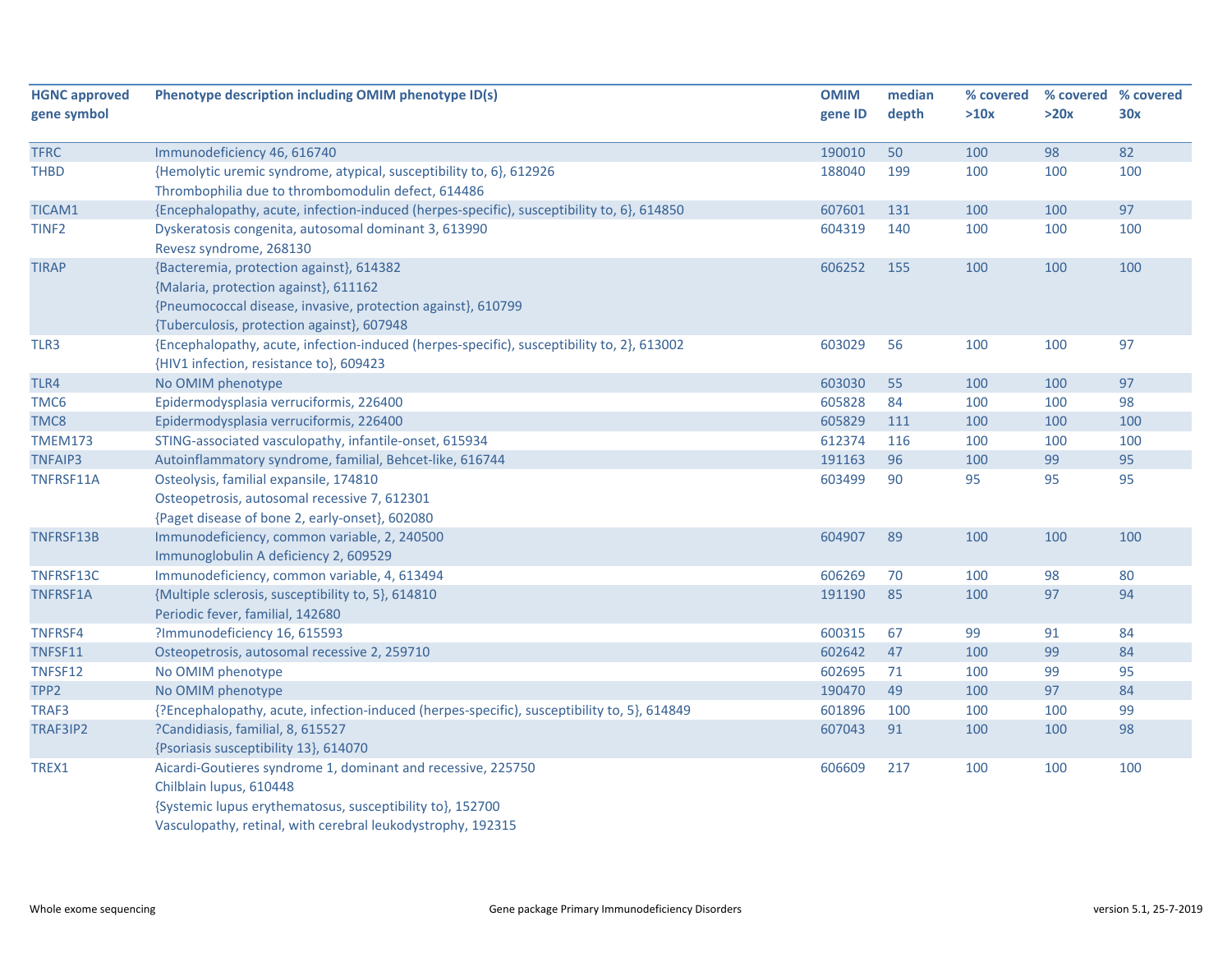| HGNC approved gene symbol | Phenotype description including OMIM phenotype ID(s) | OMIM gene ID | median depth | % covered >10x | % covered >20x | % covered 30x |
|---|---|---|---|---|---|---|
| TFRC | Immunodeficiency 46, 616740 | 190010 | 50 | 100 | 98 | 82 |
| THBD | {Hemolytic uremic syndrome, atypical, susceptibility to, 6}, 612926<br>Thrombophilia due to thrombomodulin defect, 614486 | 188040 | 199 | 100 | 100 | 100 |
| TICAM1 | {Encephalopathy, acute, infection-induced (herpes-specific), susceptibility to, 6}, 614850 | 607601 | 131 | 100 | 100 | 97 |
| TINF2 | Dyskeratosis congenita, autosomal dominant 3, 613990<br>Revesz syndrome, 268130 | 604319 | 140 | 100 | 100 | 100 |
| TIRAP | {Bacteremia, protection against}, 614382<br>{Malaria, protection against}, 611162<br>{Pneumococcal disease, invasive, protection against}, 610799<br>{Tuberculosis, protection against}, 607948 | 606252 | 155 | 100 | 100 | 100 |
| TLR3 | {Encephalopathy, acute, infection-induced (herpes-specific), susceptibility to, 2}, 613002<br>{HIV1 infection, resistance to}, 609423 | 603029 | 56 | 100 | 100 | 97 |
| TLR4 | No OMIM phenotype | 603030 | 55 | 100 | 100 | 97 |
| TMC6 | Epidermodysplasia verruciformis, 226400 | 605828 | 84 | 100 | 100 | 98 |
| TMC8 | Epidermodysplasia verruciformis, 226400 | 605829 | 111 | 100 | 100 | 100 |
| TMEM173 | STING-associated vasculopathy, infantile-onset, 615934 | 612374 | 116 | 100 | 100 | 100 |
| TNFAIP3 | Autoinflammatory syndrome, familial, Behcet-like, 616744 | 191163 | 96 | 100 | 99 | 95 |
| TNFRSF11A | Osteolysis, familial expansile, 174810<br>Osteopetrosis, autosomal recessive 7, 612301<br>{Paget disease of bone 2, early-onset}, 602080 | 603499 | 90 | 95 | 95 | 95 |
| TNFRSF13B | Immunodeficiency, common variable, 2, 240500<br>Immunoglobulin A deficiency 2, 609529 | 604907 | 89 | 100 | 100 | 100 |
| TNFRSF13C | Immunodeficiency, common variable, 4, 613494 | 606269 | 70 | 100 | 98 | 80 |
| TNFRSF1A | {Multiple sclerosis, susceptibility to, 5}, 614810<br>Periodic fever, familial, 142680 | 191190 | 85 | 100 | 97 | 94 |
| TNFRSF4 | ?Immunodeficiency 16, 615593 | 600315 | 67 | 99 | 91 | 84 |
| TNFSF11 | Osteopetrosis, autosomal recessive 2, 259710 | 602642 | 47 | 100 | 99 | 84 |
| TNFSF12 | No OMIM phenotype | 602695 | 71 | 100 | 99 | 95 |
| TPP2 | No OMIM phenotype | 190470 | 49 | 100 | 97 | 84 |
| TRAF3 | {?Encephalopathy, acute, infection-induced (herpes-specific), susceptibility to, 5}, 614849 | 601896 | 100 | 100 | 100 | 99 |
| TRAF3IP2 | ?Candidiasis, familial, 8, 615527<br>{Psoriasis susceptibility 13}, 614070 | 607043 | 91 | 100 | 100 | 98 |
| TREX1 | Aicardi-Goutieres syndrome 1, dominant and recessive, 225750<br>Chilblain lupus, 610448<br>{Systemic lupus erythematosus, susceptibility to}, 152700<br>Vasculopathy, retinal, with cerebral leukodystrophy, 192315 | 606609 | 217 | 100 | 100 | 100 |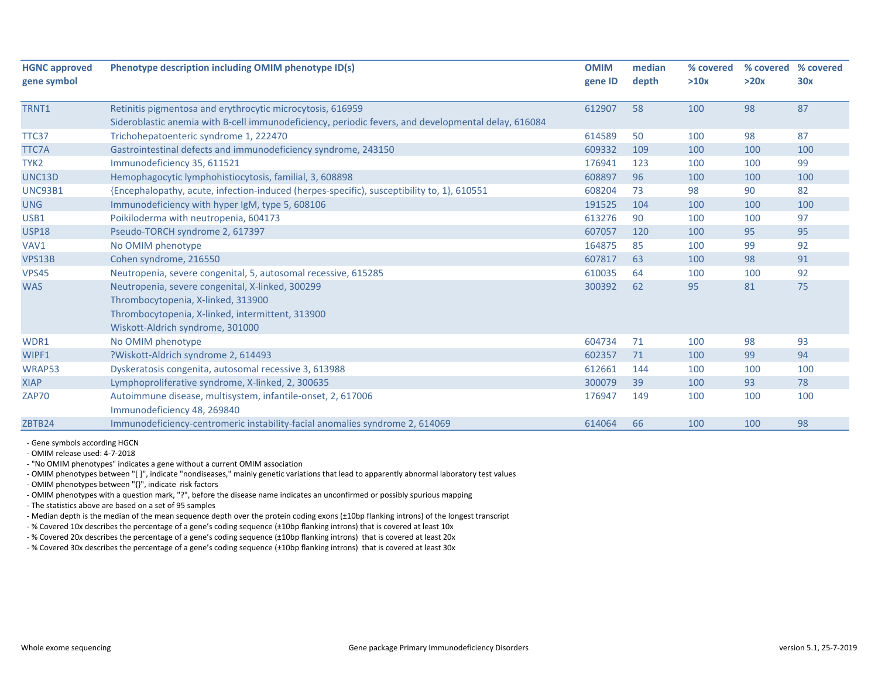| HGNC approved gene symbol | Phenotype description including OMIM phenotype ID(s) | OMIM gene ID | median depth | % covered >10x | % covered >20x | % covered 30x |
|---|---|---|---|---|---|---|
| TRNT1 | Retinitis pigmentosa and erythrocytic microcytosis, 616959<br>Sideroblastic anemia with B-cell immunodeficiency, periodic fevers, and developmental delay, 616084 | 612907 | 58 | 100 | 98 | 87 |
| TTC37 | Trichohepatoenteric syndrome 1, 222470 | 614589 | 50 | 100 | 98 | 87 |
| TTC7A | Gastrointestinal defects and immunodeficiency syndrome, 243150 | 609332 | 109 | 100 | 100 | 100 |
| TYK2 | Immunodeficiency 35, 611521 | 176941 | 123 | 100 | 100 | 99 |
| UNC13D | Hemophagocytic lymphohistiocytosis, familial, 3, 608898 | 608897 | 96 | 100 | 100 | 100 |
| UNC93B1 | {Encephalopathy, acute, infection-induced (herpes-specific), susceptibility to, 1}, 610551 | 608204 | 73 | 98 | 90 | 82 |
| UNG | Immunodeficiency with hyper IgM, type 5, 608106 | 191525 | 104 | 100 | 100 | 100 |
| USB1 | Poikiloderma with neutropenia, 604173 | 613276 | 90 | 100 | 100 | 97 |
| USP18 | Pseudo-TORCH syndrome 2, 617397 | 607057 | 120 | 100 | 95 | 95 |
| VAV1 | No OMIM phenotype | 164875 | 85 | 100 | 99 | 92 |
| VPS13B | Cohen syndrome, 216550 | 607817 | 63 | 100 | 98 | 91 |
| VPS45 | Neutropenia, severe congenital, 5, autosomal recessive, 615285 | 610035 | 64 | 100 | 100 | 92 |
| WAS | Neutropenia, severe congenital, X-linked, 300299<br>Thrombocytopenia, X-linked, 313900<br>Thrombocytopenia, X-linked, intermittent, 313900<br>Wiskott-Aldrich syndrome, 301000 | 300392 | 62 | 95 | 81 | 75 |
| WDR1 | No OMIM phenotype | 604734 | 71 | 100 | 98 | 93 |
| WIPF1 | ?Wiskott-Aldrich syndrome 2, 614493 | 602357 | 71 | 100 | 99 | 94 |
| WRAP53 | Dyskeratosis congenita, autosomal recessive 3, 613988 | 612661 | 144 | 100 | 100 | 100 |
| XIAP | Lymphoproliferative syndrome, X-linked, 2, 300635 | 300079 | 39 | 100 | 93 | 78 |
| ZAP70 | Autoimmune disease, multisystem, infantile-onset, 2, 617006<br>Immunodeficiency 48, 269840 | 176947 | 149 | 100 | 100 | 100 |
| ZBTB24 | Immunodeficiency-centromeric instability-facial anomalies syndrome 2, 614069 | 614064 | 66 | 100 | 100 | 98 |

- Gene symbols according HGCN
- OMIM release used: 4-7-2018
- "No OMIM phenotypes" indicates a gene without a current OMIM association
- OMIM phenotypes between "[ ]", indicate "nondiseases," mainly genetic variations that lead to apparently abnormal laboratory test values
- OMIM phenotypes between "{}", indicate risk factors
- OMIM phenotypes with a question mark, "?", before the disease name indicates an unconfirmed or possibly spurious mapping
- The statistics above are based on a set of 95 samples
- Median depth is the median of the mean sequence depth over the protein coding exons (±10bp flanking introns) of the longest transcript
- % Covered 10x describes the percentage of a gene's coding sequence (±10bp flanking introns) that is covered at least 10x
- % Covered 20x describes the percentage of a gene's coding sequence (±10bp flanking introns) that is covered at least 20x
- % Covered 30x describes the percentage of a gene's coding sequence (±10bp flanking introns) that is covered at least 30x